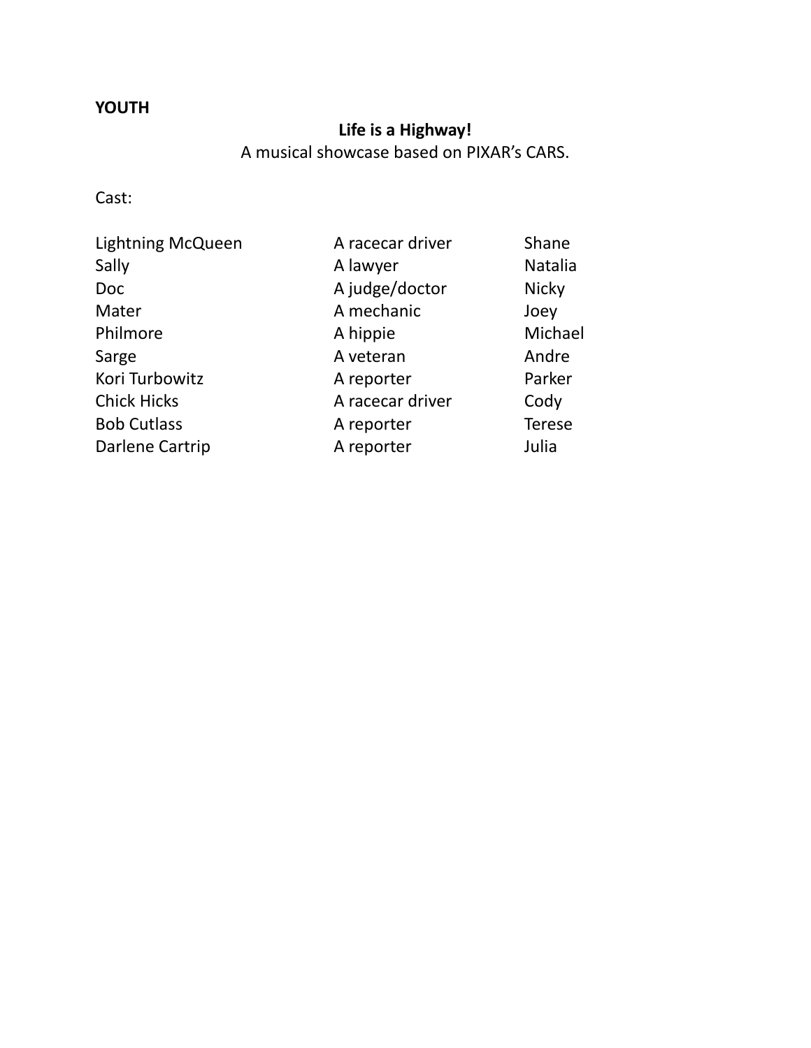**YOUTH**

**Life is a Highway!**

A musical showcase based on PIXAR's CARS.

Cast:

| | | |
|---|---|---|
| Lightning McQueen | A racecar driver | Shane |
| Sally | A lawyer | Natalia |
| Doc | A judge/doctor | Nicky |
| Mater | A mechanic | Joey |
| Philmore | A hippie | Michael |
| Sarge | A veteran | Andre |
| Kori Turbowitz | A reporter | Parker |
| Chick Hicks | A racecar driver | Cody |
| Bob Cutlass | A reporter | Terese |
| Darlene Cartrip | A reporter | Julia |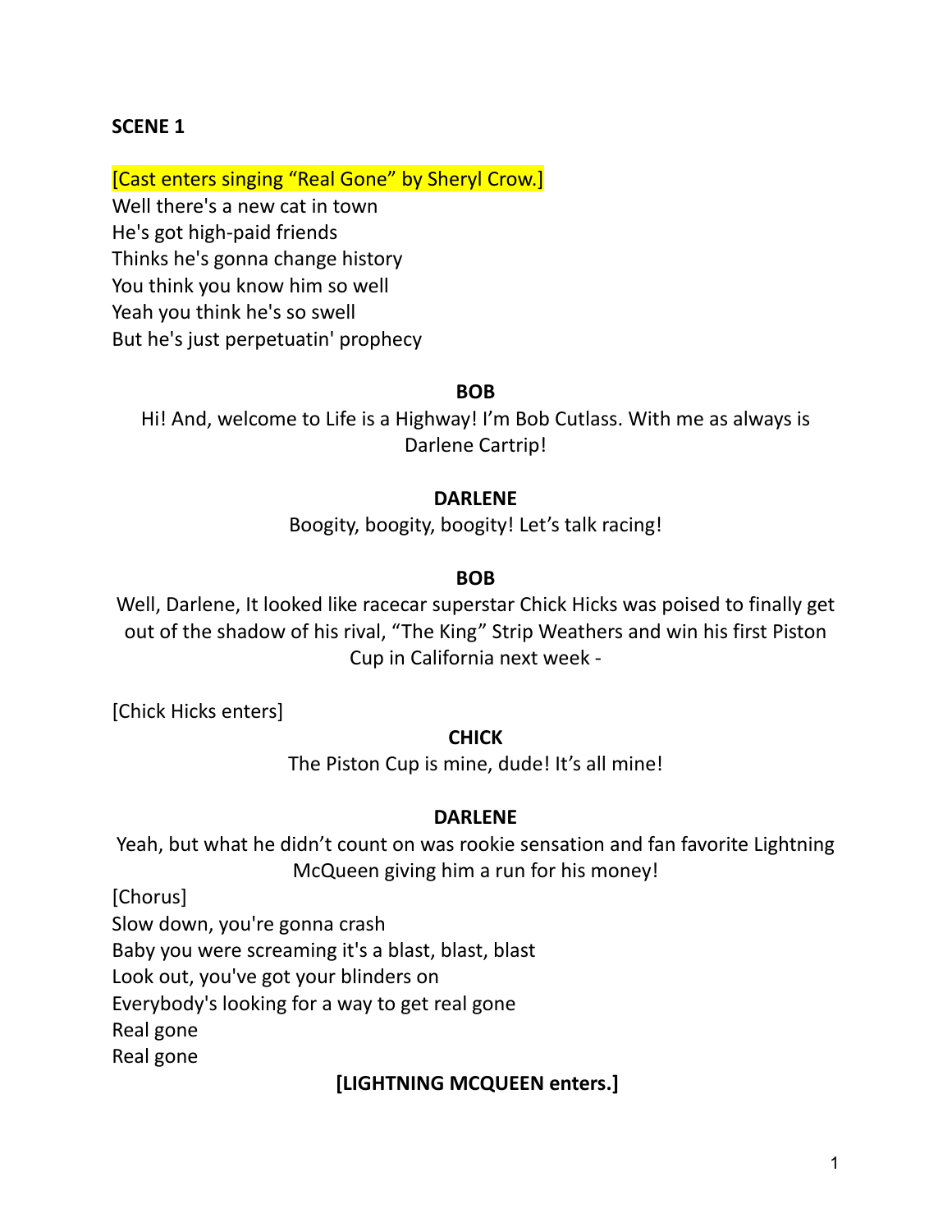**SCENE 1**

[Cast enters singing "Real Gone" by Sheryl Crow.]
Well there's a new cat in town
He's got high-paid friends
Thinks he's gonna change history
You think you know him so well
Yeah you think he's so swell
But he's just perpetuatin' prophecy

**BOB**

Hi! And, welcome to Life is a Highway! I'm Bob Cutlass. With me as always is Darlene Cartrip!

**DARLENE**

Boogity, boogity, boogity! Let's talk racing!

**BOB**

Well, Darlene, It looked like racecar superstar Chick Hicks was poised to finally get out of the shadow of his rival, "The King" Strip Weathers and win his first Piston Cup in California next week -

[Chick Hicks enters]

**CHICK**

The Piston Cup is mine, dude! It's all mine!

**DARLENE**

Yeah, but what he didn't count on was rookie sensation and fan favorite Lightning McQueen giving him a run for his money!

[Chorus]
Slow down, you're gonna crash
Baby you were screaming it's a blast, blast, blast
Look out, you've got your blinders on
Everybody's looking for a way to get real gone
Real gone
Real gone

**[LIGHTNING MCQUEEN enters.]**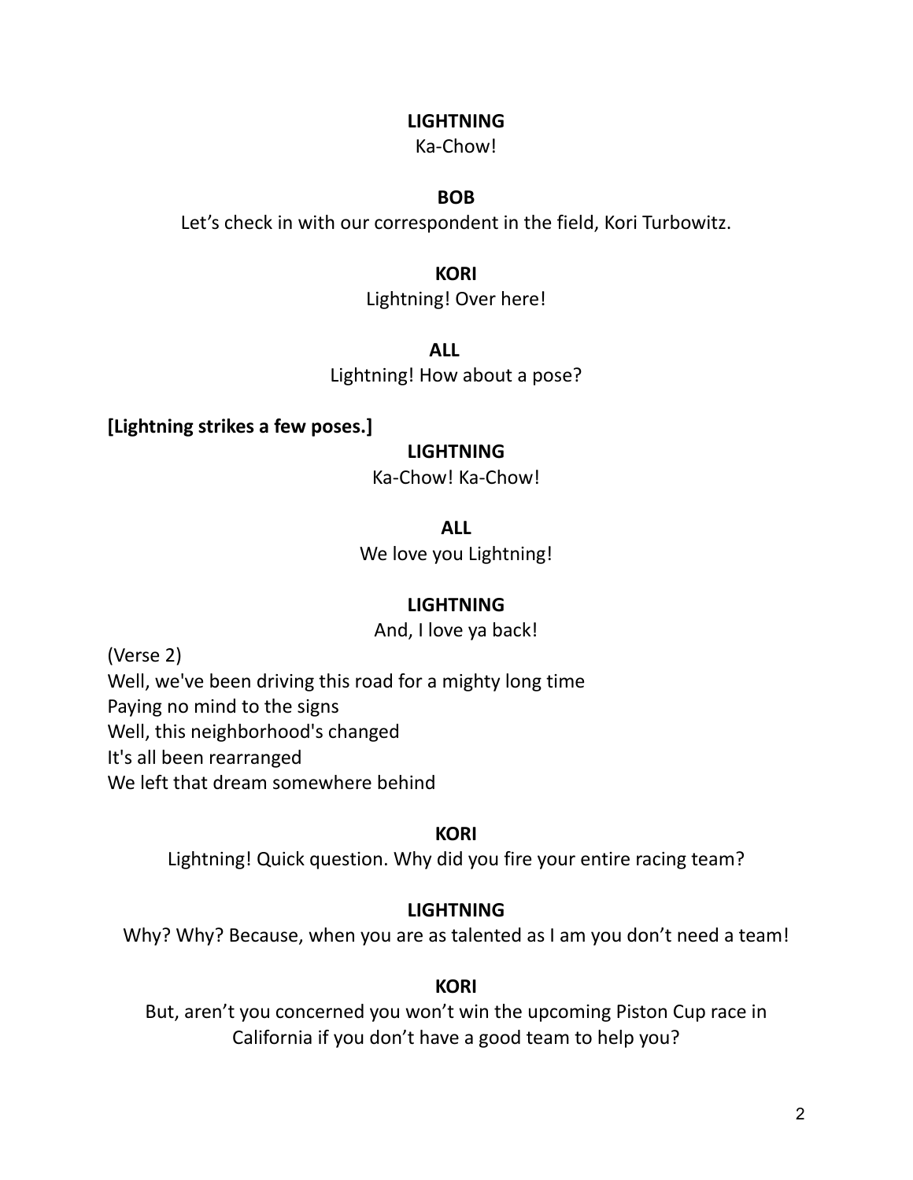**LIGHTNING**

Ka-Chow!

**BOB**

Let's check in with our correspondent in the field, Kori Turbowitz.

**KORI**

Lightning! Over here!

**ALL**

Lightning! How about a pose?

**[Lightning strikes a few poses.]**

**LIGHTNING**

Ka-Chow! Ka-Chow!

**ALL**

We love you Lightning!

**LIGHTNING**

And, I love ya back!

(Verse 2)
Well, we've been driving this road for a mighty long time
Paying no mind to the signs
Well, this neighborhood's changed
It's all been rearranged
We left that dream somewhere behind

**KORI**

Lightning! Quick question. Why did you fire your entire racing team?

**LIGHTNING**

Why? Why? Because, when you are as talented as I am you don't need a team!

**KORI**

But, aren't you concerned you won't win the upcoming Piston Cup race in California if you don't have a good team to help you?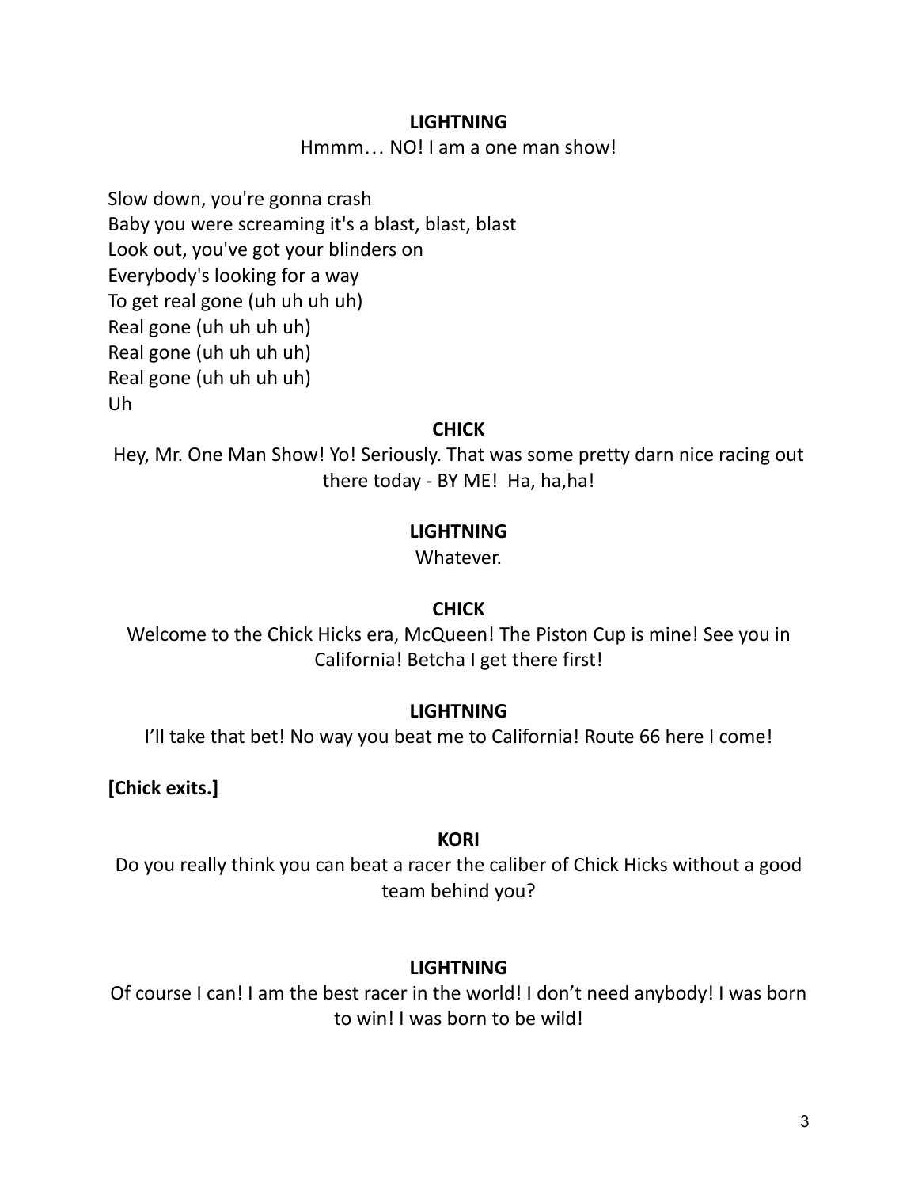**LIGHTNING**

Hmmm… NO! I am a one man show!

Slow down, you're gonna crash
Baby you were screaming it's a blast, blast, blast
Look out, you've got your blinders on
Everybody's looking for a way
To get real gone (uh uh uh uh)
Real gone (uh uh uh uh)
Real gone (uh uh uh uh)
Real gone (uh uh uh uh)
Uh

**CHICK**

Hey, Mr. One Man Show! Yo! Seriously. That was some pretty darn nice racing out there today - BY ME! Ha, ha,ha!

**LIGHTNING**

Whatever.

**CHICK**

Welcome to the Chick Hicks era, McQueen! The Piston Cup is mine! See you in California! Betcha I get there first!

**LIGHTNING**

I'll take that bet! No way you beat me to California! Route 66 here I come!

**[Chick exits.]**

**KORI**

Do you really think you can beat a racer the caliber of Chick Hicks without a good team behind you?

**LIGHTNING**

Of course I can! I am the best racer in the world! I don't need anybody! I was born to win! I was born to be wild!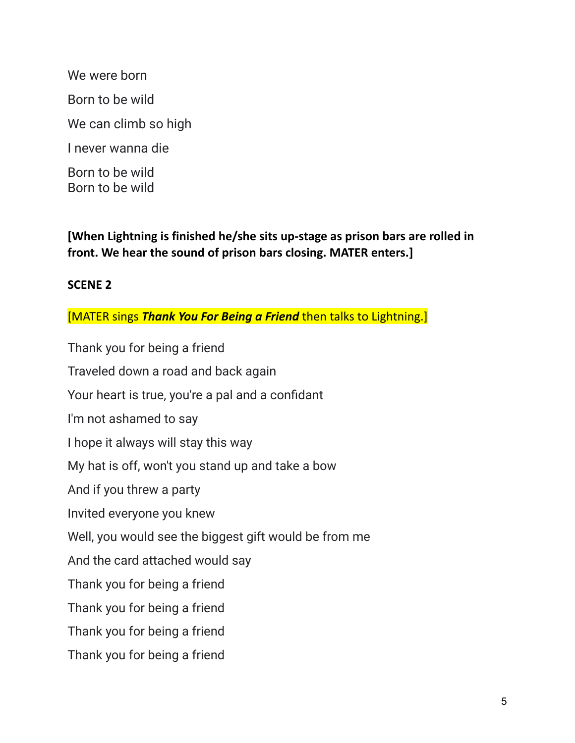We were born

Born to be wild

We can climb so high

I never wanna die

Born to be wild
Born to be wild

**[When Lightning is finished he/she sits up-stage as prison bars are rolled in front. We hear the sound of prison bars closing. MATER enters.]**

**SCENE 2**

[MATER sings ***Thank You For Being a Friend*** then talks to Lightning.]

Thank you for being a friend

Traveled down a road and back again

Your heart is true, you're a pal and a confidant

I'm not ashamed to say

I hope it always will stay this way

My hat is off, won't you stand up and take a bow

And if you threw a party

Invited everyone you knew

Well, you would see the biggest gift would be from me

And the card attached would say

Thank you for being a friend

Thank you for being a friend

Thank you for being a friend

Thank you for being a friend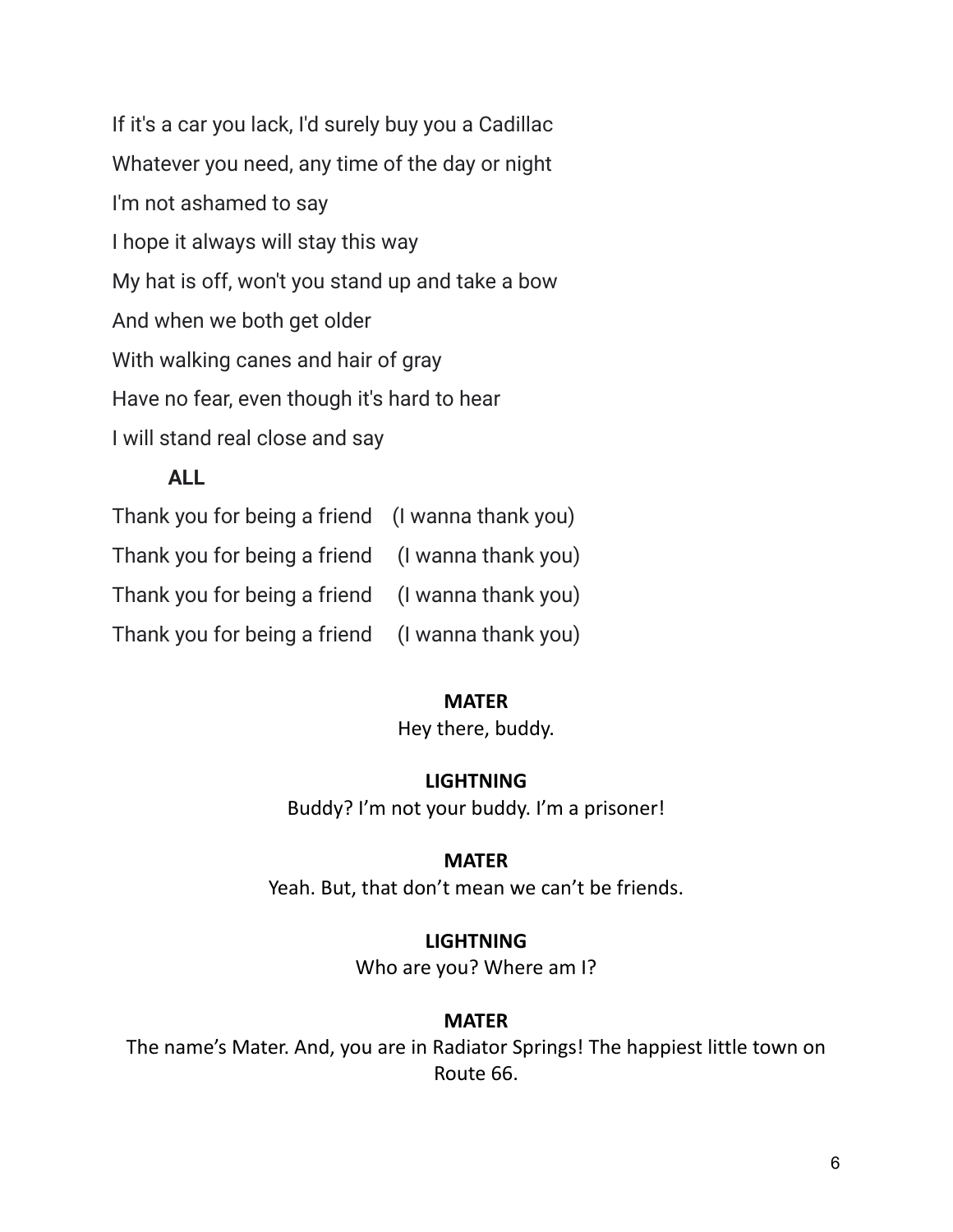If it's a car you lack, I'd surely buy you a Cadillac

Whatever you need, any time of the day or night

I'm not ashamed to say

I hope it always will stay this way

My hat is off, won't you stand up and take a bow

And when we both get older

With walking canes and hair of gray

Have no fear, even though it's hard to hear

I will stand real close and say

**ALL**

Thank you for being a friend (I wanna thank you)

Thank you for being a friend (I wanna thank you)

Thank you for being a friend (I wanna thank you)

Thank you for being a friend (I wanna thank you)

**MATER**

Hey there, buddy.

**LIGHTNING**

Buddy? I'm not your buddy. I'm a prisoner!

**MATER**

Yeah. But, that don't mean we can't be friends.

**LIGHTNING**

Who are you? Where am I?

**MATER**

The name's Mater. And, you are in Radiator Springs! The happiest little town on Route 66.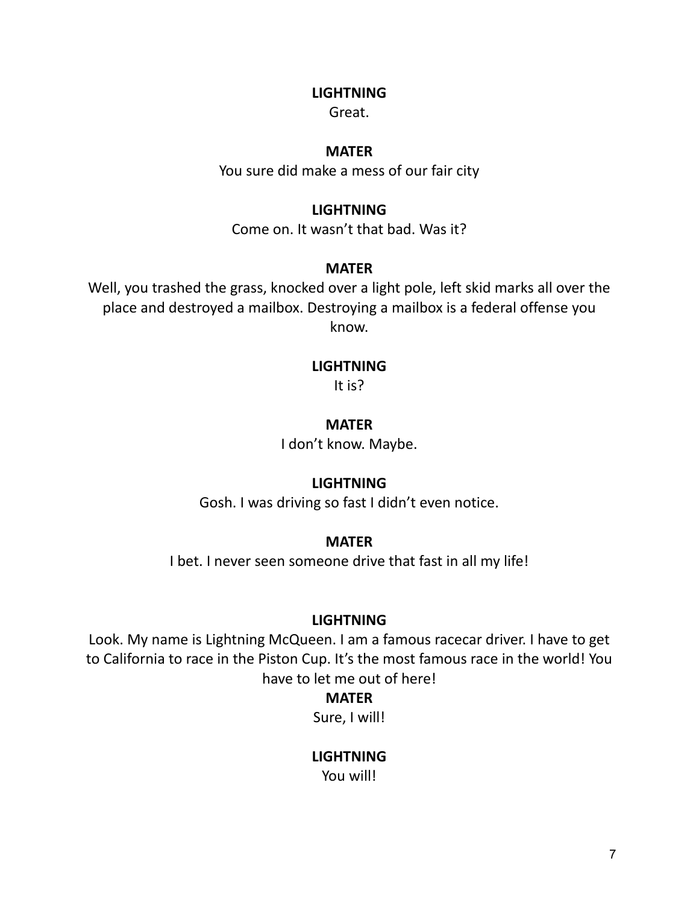**LIGHTNING**

Great.

**MATER**

You sure did make a mess of our fair city

**LIGHTNING**

Come on. It wasn't that bad. Was it?

**MATER**

Well, you trashed the grass, knocked over a light pole, left skid marks all over the place and destroyed a mailbox. Destroying a mailbox is a federal offense you know.

**LIGHTNING**

It is?

**MATER**

I don't know. Maybe.

**LIGHTNING**

Gosh. I was driving so fast I didn't even notice.

**MATER**

I bet. I never seen someone drive that fast in all my life!

**LIGHTNING**

Look. My name is Lightning McQueen. I am a famous racecar driver. I have to get to California to race in the Piston Cup. It's the most famous race in the world! You have to let me out of here!

**MATER**

Sure, I will!

**LIGHTNING**

You will!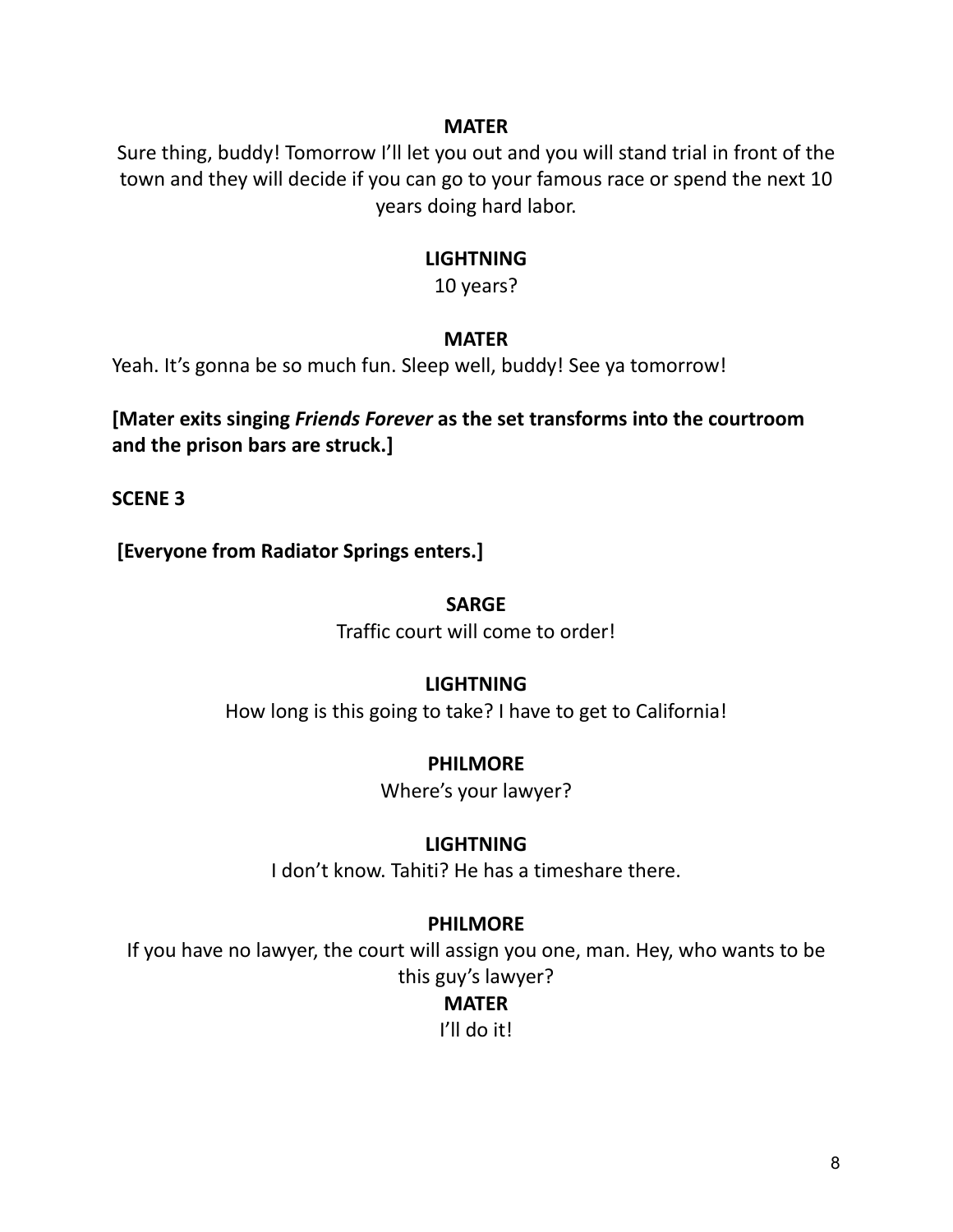**MATER**

Sure thing, buddy! Tomorrow I'll let you out and you will stand trial in front of the town and they will decide if you can go to your famous race or spend the next 10 years doing hard labor.

**LIGHTNING**

10 years?

**MATER**

Yeah. It's gonna be so much fun. Sleep well, buddy! See ya tomorrow!

**[Mater exits singing *Friends Forever* as the set transforms into the courtroom and the prison bars are struck.]**

**SCENE 3**

**[Everyone from Radiator Springs enters.]**

**SARGE**

Traffic court will come to order!

**LIGHTNING**

How long is this going to take? I have to get to California!

**PHILMORE**

Where's your lawyer?

**LIGHTNING**

I don't know. Tahiti? He has a timeshare there.

**PHILMORE**

If you have no lawyer, the court will assign you one, man. Hey, who wants to be this guy's lawyer?

**MATER**

I'll do it!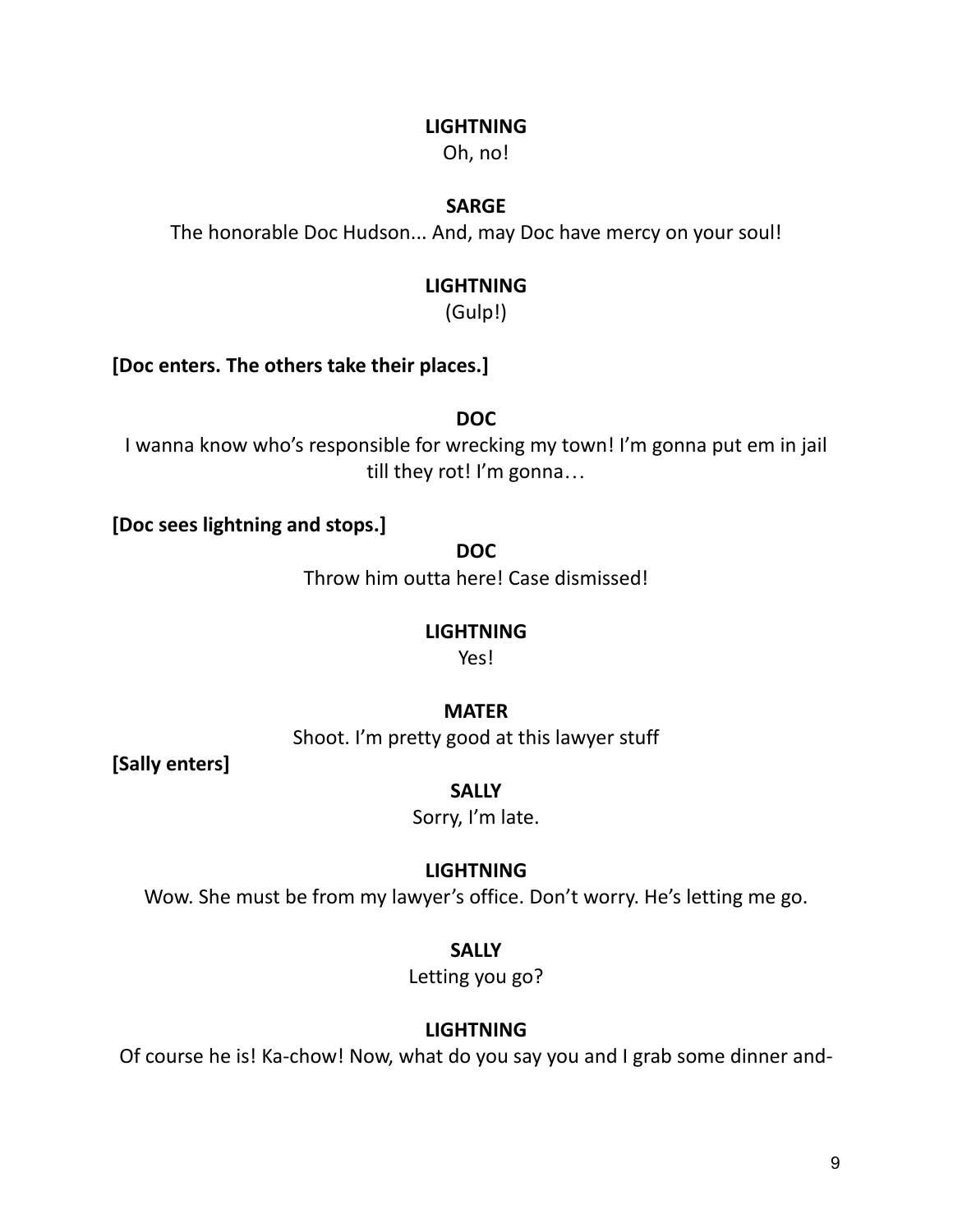**LIGHTNING**

Oh, no!

**SARGE**

The honorable Doc Hudson... And, may Doc have mercy on your soul!

**LIGHTNING**

(Gulp!)

**[Doc enters. The others take their places.]**

**DOC**

I wanna know who's responsible for wrecking my town! I'm gonna put em in jail till they rot! I'm gonna…

**[Doc sees lightning and stops.]**

**DOC**

Throw him outta here! Case dismissed!

**LIGHTNING**

Yes!

**MATER**

Shoot. I'm pretty good at this lawyer stuff

**[Sally enters]**

**SALLY**

Sorry, I'm late.

**LIGHTNING**

Wow. She must be from my lawyer's office. Don't worry. He's letting me go.

**SALLY**

Letting you go?

**LIGHTNING**

Of course he is! Ka-chow! Now, what do you say you and I grab some dinner and-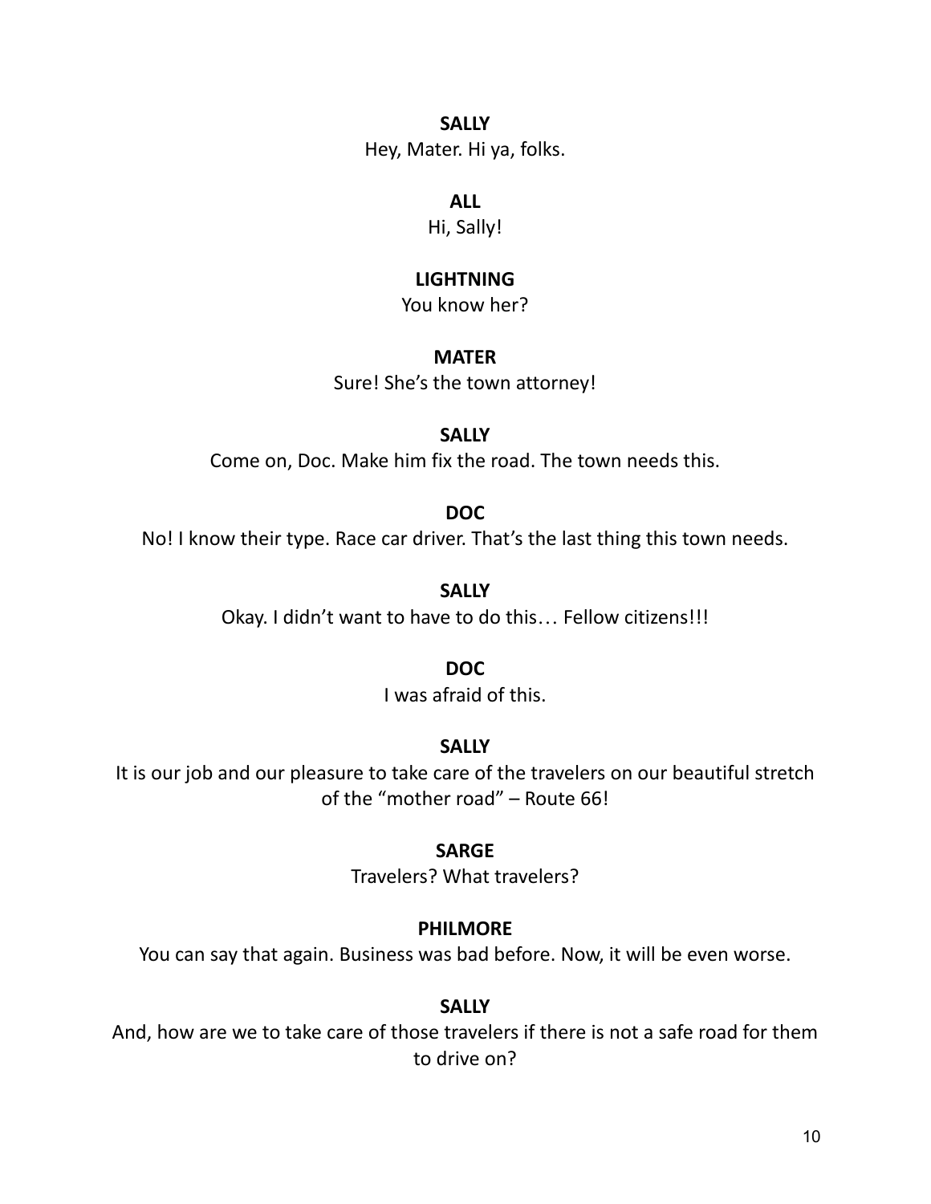**SALLY**

Hey, Mater. Hi ya, folks.

**ALL**

Hi, Sally!

**LIGHTNING**

You know her?

**MATER**

Sure! She's the town attorney!

**SALLY**

Come on, Doc. Make him fix the road. The town needs this.

**DOC**

No! I know their type. Race car driver. That's the last thing this town needs.

**SALLY**

Okay. I didn't want to have to do this… Fellow citizens!!!

**DOC**

I was afraid of this.

**SALLY**

It is our job and our pleasure to take care of the travelers on our beautiful stretch of the "mother road" – Route 66!

**SARGE**

Travelers? What travelers?

**PHILMORE**

You can say that again. Business was bad before. Now, it will be even worse.

**SALLY**

And, how are we to take care of those travelers if there is not a safe road for them to drive on?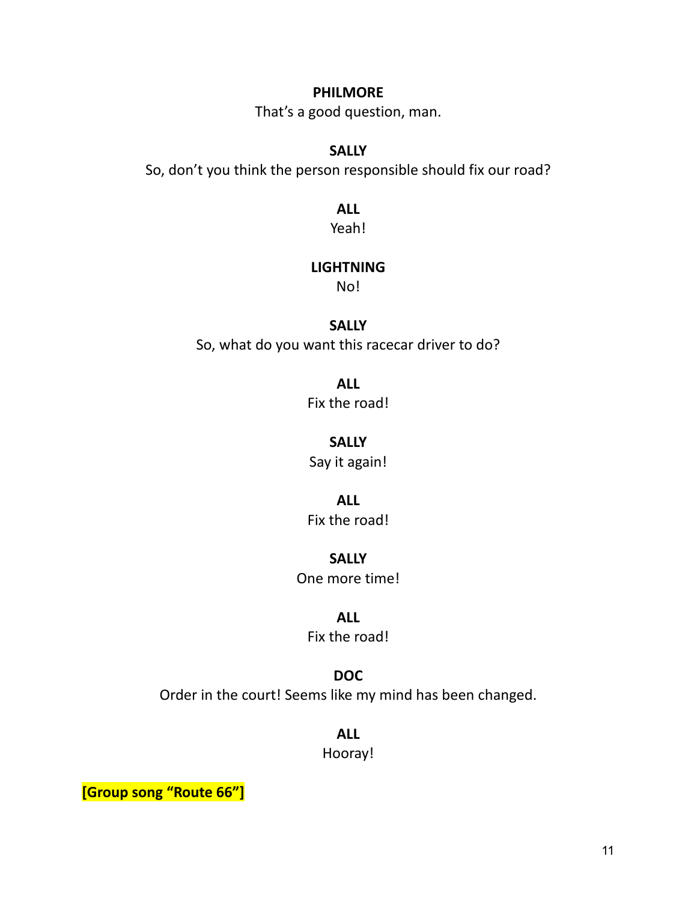**PHILMORE**

That's a good question, man.

**SALLY**

So, don't you think the person responsible should fix our road?

**ALL**

Yeah!

**LIGHTNING**

No!

**SALLY**

So, what do you want this racecar driver to do?

**ALL**

Fix the road!

**SALLY**

Say it again!

**ALL**

Fix the road!

**SALLY**

One more time!

**ALL**

Fix the road!

**DOC**

Order in the court! Seems like my mind has been changed.

**ALL**

Hooray!

**[Group song "Route 66"]**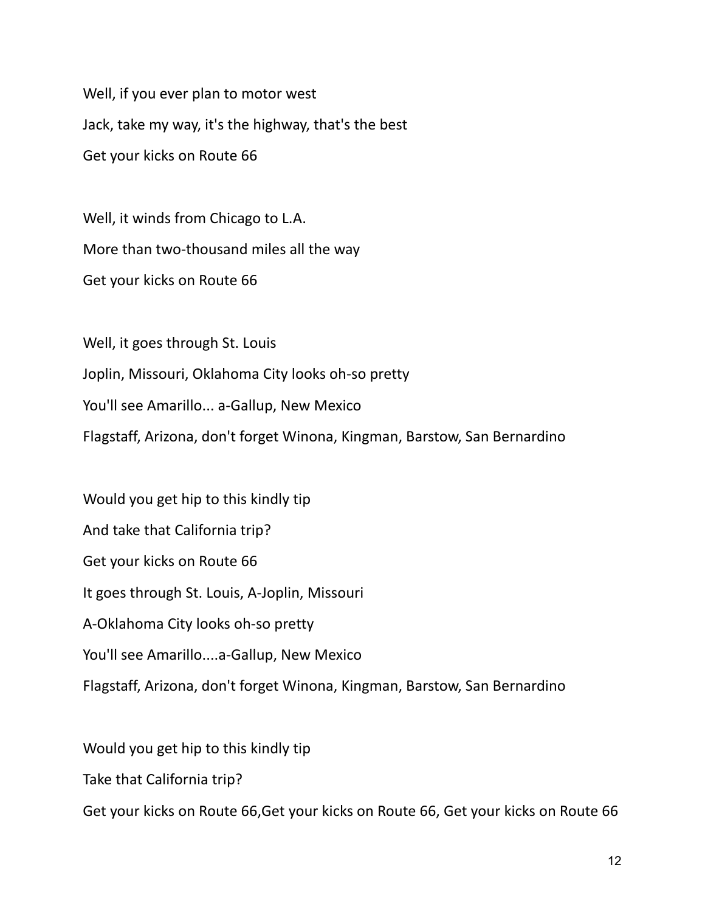Well, if you ever plan to motor west

Jack, take my way, it's the highway, that's the best

Get your kicks on Route 66

Well, it winds from Chicago to L.A.

More than two-thousand miles all the way

Get your kicks on Route 66

Well, it goes through St. Louis

Joplin, Missouri, Oklahoma City looks oh-so pretty

You'll see Amarillo... a-Gallup, New Mexico

Flagstaff, Arizona, don't forget Winona, Kingman, Barstow, San Bernardino

Would you get hip to this kindly tip

And take that California trip?

Get your kicks on Route 66

It goes through St. Louis, A-Joplin, Missouri

A-Oklahoma City looks oh-so pretty

You'll see Amarillo....a-Gallup, New Mexico

Flagstaff, Arizona, don't forget Winona, Kingman, Barstow, San Bernardino

Would you get hip to this kindly tip

Take that California trip?

Get your kicks on Route 66,Get your kicks on Route 66, Get your kicks on Route 66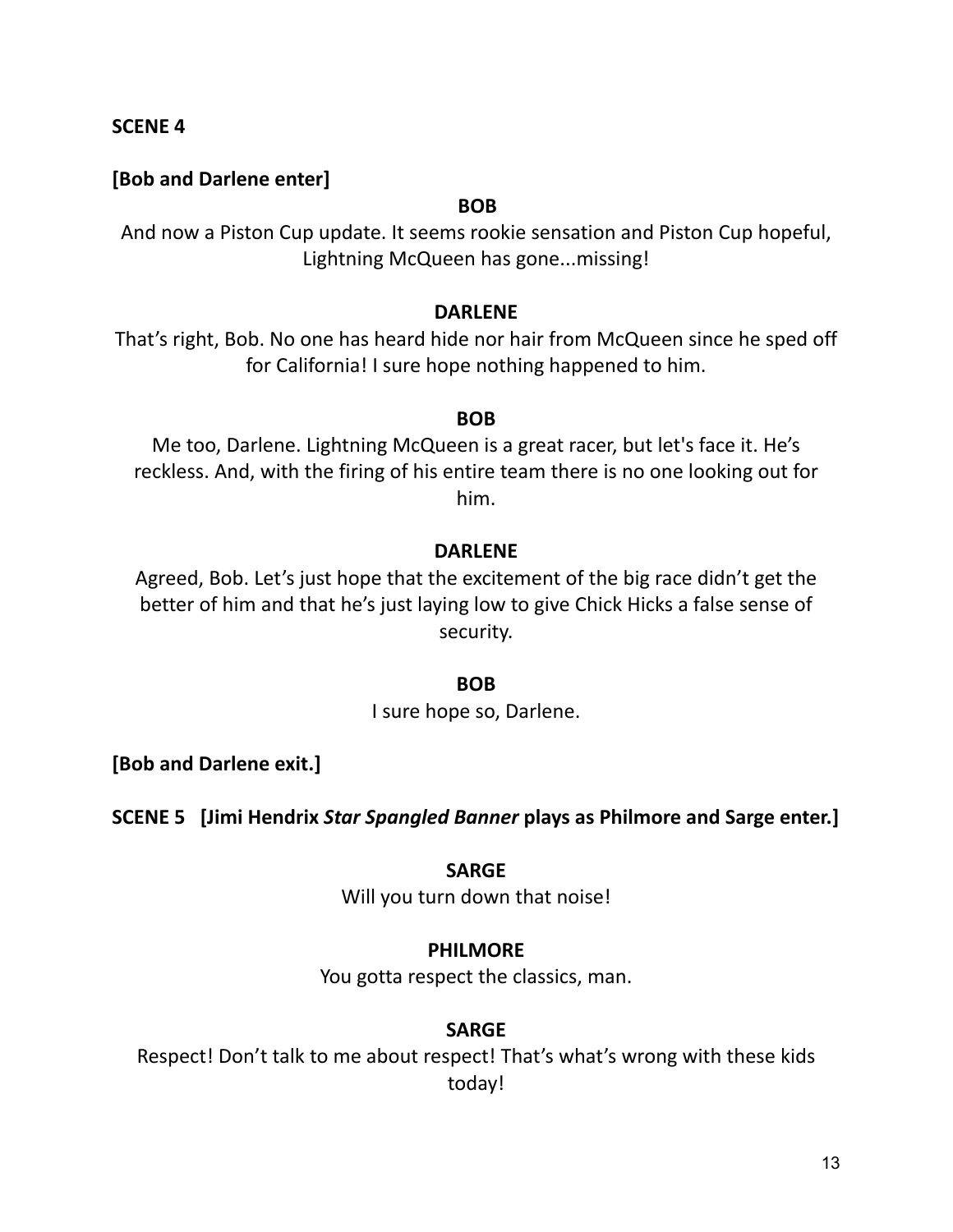**SCENE 4**

**[Bob and Darlene enter]**

**BOB**

And now a Piston Cup update. It seems rookie sensation and Piston Cup hopeful, Lightning McQueen has gone...missing!

**DARLENE**

That's right, Bob. No one has heard hide nor hair from McQueen since he sped off for California! I sure hope nothing happened to him.

**BOB**

Me too, Darlene. Lightning McQueen is a great racer, but let's face it. He's reckless. And, with the firing of his entire team there is no one looking out for him.

**DARLENE**

Agreed, Bob. Let's just hope that the excitement of the big race didn't get the better of him and that he's just laying low to give Chick Hicks a false sense of security.

**BOB**

I sure hope so, Darlene.

**[Bob and Darlene exit.]**

**SCENE 5 [Jimi Hendrix *Star Spangled Banner* plays as Philmore and Sarge enter.]**

**SARGE**

Will you turn down that noise!

**PHILMORE**

You gotta respect the classics, man.

**SARGE**

Respect! Don't talk to me about respect! That's what's wrong with these kids today!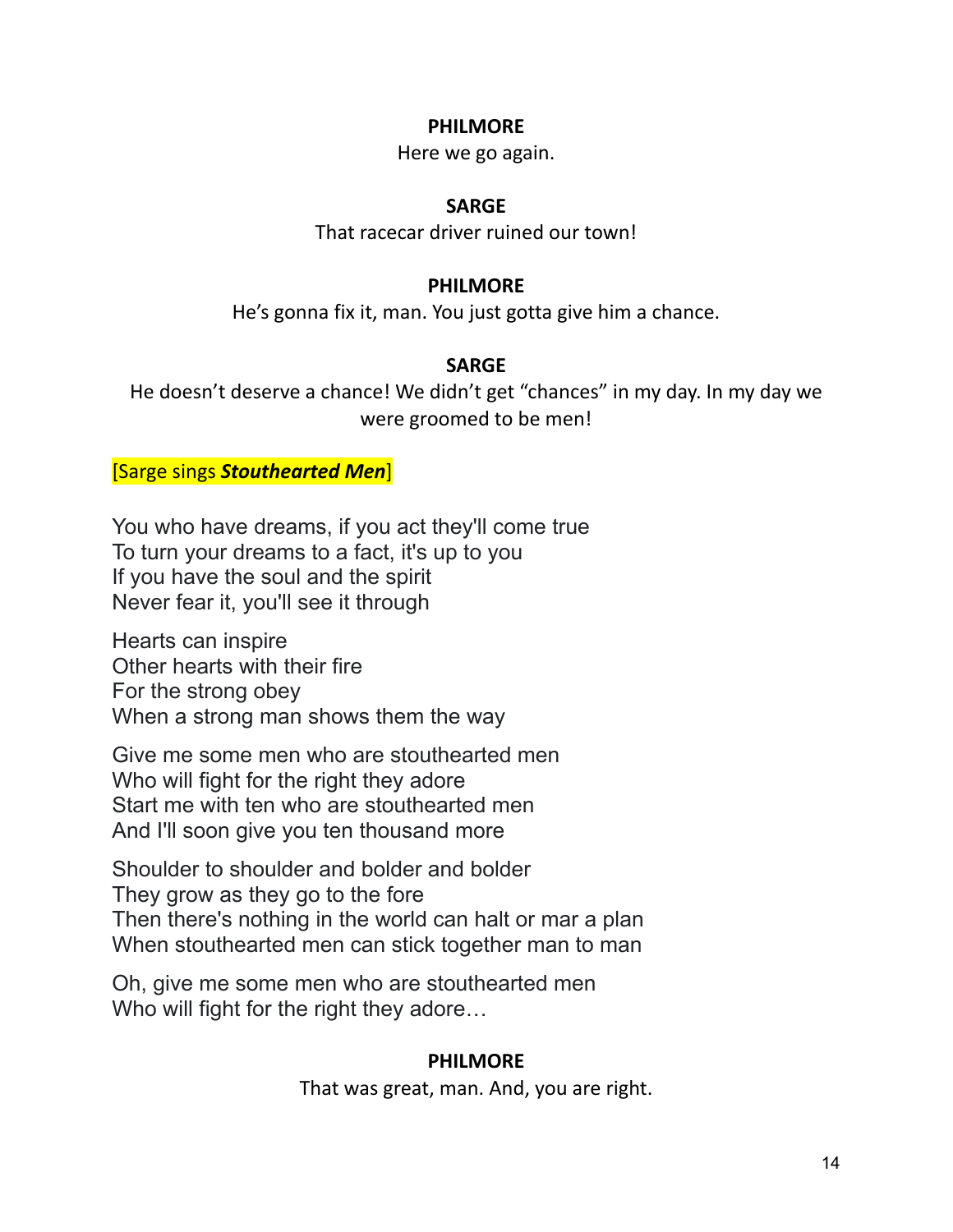**PHILMORE**
Here we go again.

**SARGE**
That racecar driver ruined our town!

**PHILMORE**
He's gonna fix it, man. You just gotta give him a chance.

**SARGE**
He doesn't deserve a chance! We didn't get "chances" in my day. In my day we were groomed to be men!

[Sarge sings ***Stouthearted Men***]

You who have dreams, if you act they'll come true
To turn your dreams to a fact, it's up to you
If you have the soul and the spirit
Never fear it, you'll see it through

Hearts can inspire
Other hearts with their fire
For the strong obey
When a strong man shows them the way

Give me some men who are stouthearted men
Who will fight for the right they adore
Start me with ten who are stouthearted men
And I'll soon give you ten thousand more

Shoulder to shoulder and bolder and bolder
They grow as they go to the fore
Then there's nothing in the world can halt or mar a plan
When stouthearted men can stick together man to man

Oh, give me some men who are stouthearted men
Who will fight for the right they adore…

**PHILMORE**
That was great, man. And, you are right.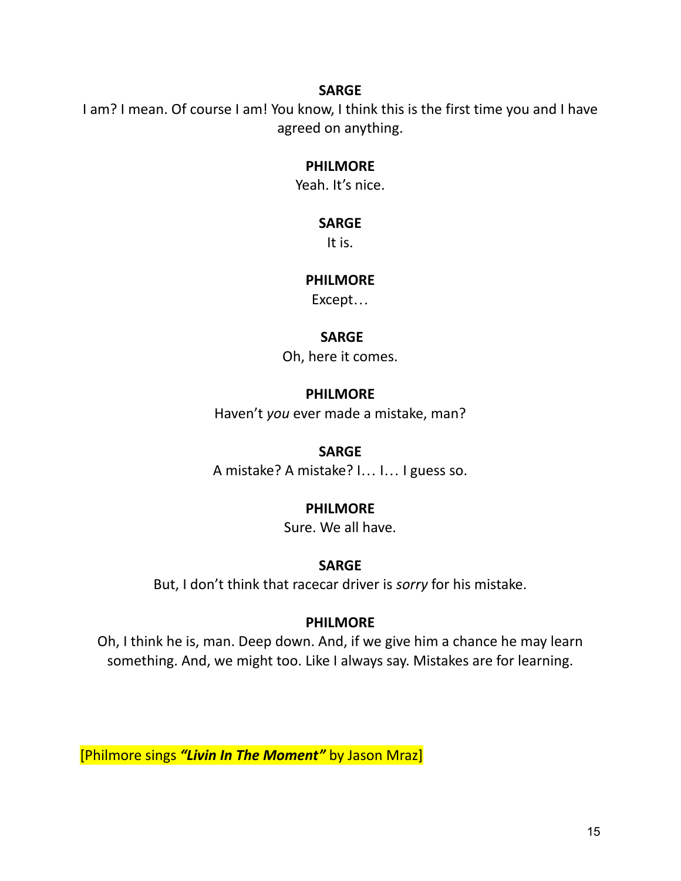**SARGE**

I am? I mean. Of course I am! You know, I think this is the first time you and I have agreed on anything.

**PHILMORE**

Yeah. It's nice.

**SARGE**

It is.

**PHILMORE**

Except…

**SARGE**

Oh, here it comes.

**PHILMORE**

Haven't *you* ever made a mistake, man?

**SARGE**

A mistake? A mistake? I… I… I guess so.

**PHILMORE**

Sure. We all have.

**SARGE**

But, I don't think that racecar driver is *sorry* for his mistake.

**PHILMORE**

Oh, I think he is, man. Deep down. And, if we give him a chance he may learn something. And, we might too. Like I always say. Mistakes are for learning.

[Philmore sings ***"Livin In The Moment"*** by Jason Mraz]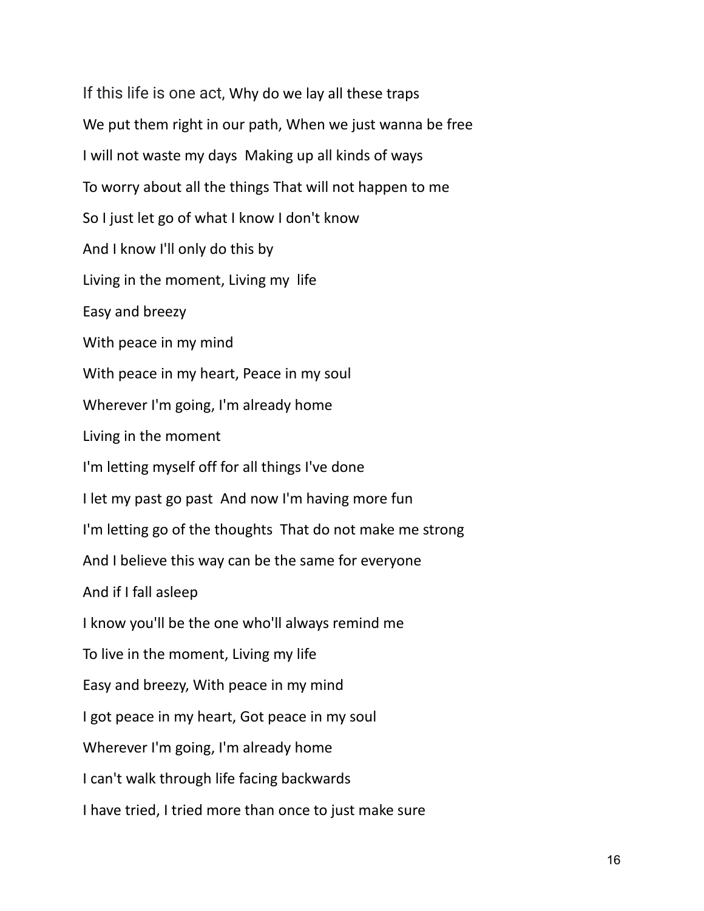If this life is one act, Why do we lay all these traps

We put them right in our path, When we just wanna be free

I will not waste my days  Making up all kinds of ways

To worry about all the things That will not happen to me

So I just let go of what I know I don't know

And I know I'll only do this by

Living in the moment, Living my  life

Easy and breezy

With peace in my mind

With peace in my heart, Peace in my soul

Wherever I'm going, I'm already home

Living in the moment

I'm letting myself off for all things I've done

I let my past go past  And now I'm having more fun

I'm letting go of the thoughts  That do not make me strong

And I believe this way can be the same for everyone

And if I fall asleep

I know you'll be the one who'll always remind me

To live in the moment, Living my life

Easy and breezy, With peace in my mind

I got peace in my heart, Got peace in my soul

Wherever I'm going, I'm already home

I can't walk through life facing backwards

I have tried, I tried more than once to just make sure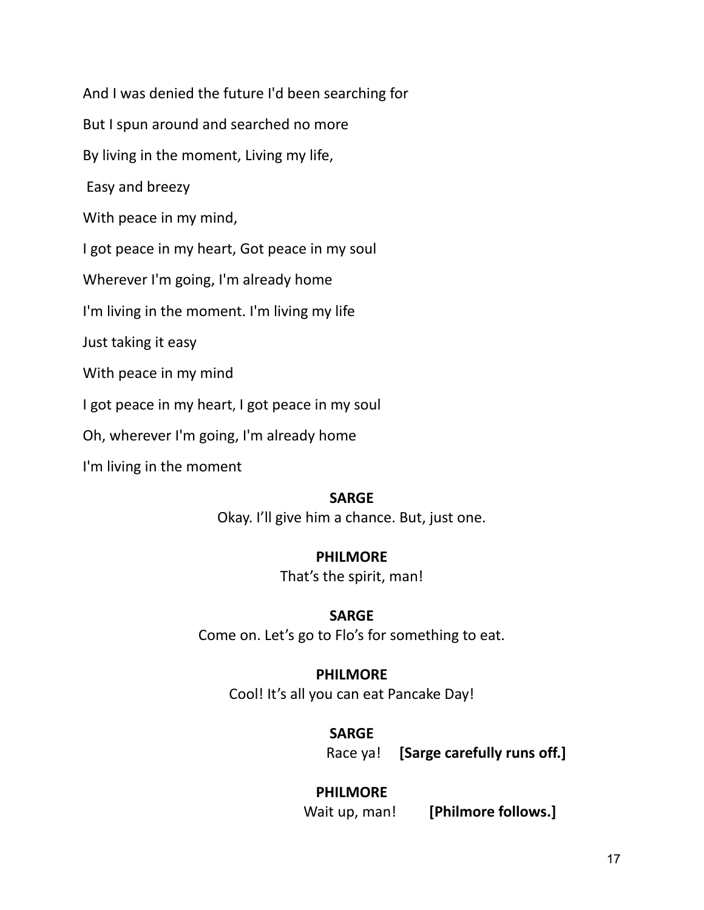And I was denied the future I'd been searching for

But I spun around and searched no more

By living in the moment, Living my life,

Easy and breezy

With peace in my mind,

I got peace in my heart, Got peace in my soul

Wherever I'm going, I'm already home

I'm living in the moment. I'm living my life

Just taking it easy

With peace in my mind

I got peace in my heart, I got peace in my soul

Oh, wherever I'm going, I'm already home

I'm living in the moment

**SARGE**

Okay. I'll give him a chance. But, just one.

**PHILMORE**

That's the spirit, man!

**SARGE**

Come on. Let's go to Flo's for something to eat.

**PHILMORE**

Cool! It's all you can eat Pancake Day!

**SARGE**

Race ya! **[Sarge carefully runs off.]**

**PHILMORE**

Wait up, man! **[Philmore follows.]**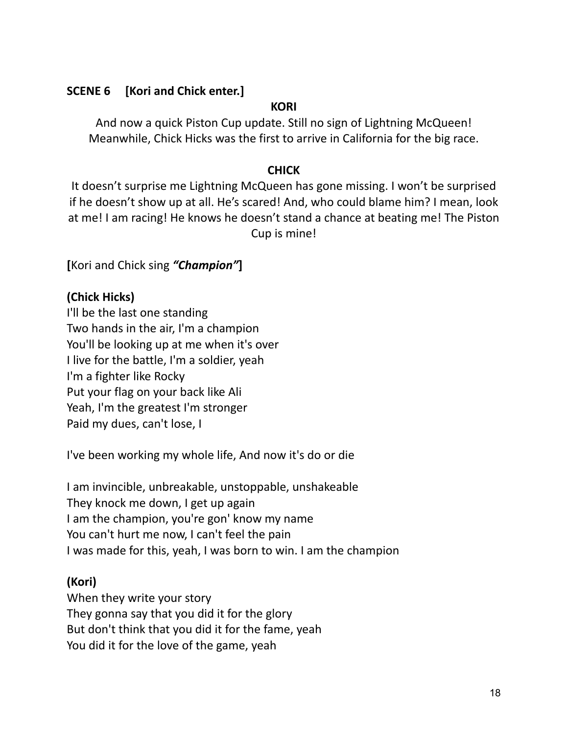**SCENE 6 [Kori and Chick enter.]**

**KORI**

And now a quick Piston Cup update. Still no sign of Lightning McQueen! Meanwhile, Chick Hicks was the first to arrive in California for the big race.

**CHICK**

It doesn't surprise me Lightning McQueen has gone missing. I won't be surprised if he doesn't show up at all. He's scared! And, who could blame him? I mean, look at me! I am racing! He knows he doesn't stand a chance at beating me! The Piston Cup is mine!

**[**Kori and Chick sing ***"Champion"*****]**

**(Chick Hicks)**
I'll be the last one standing
Two hands in the air, I'm a champion
You'll be looking up at me when it's over
I live for the battle, I'm a soldier, yeah
I'm a fighter like Rocky
Put your flag on your back like Ali
Yeah, I'm the greatest I'm stronger
Paid my dues, can't lose, I

I've been working my whole life, And now it's do or die

I am invincible, unbreakable, unstoppable, unshakeable
They knock me down, I get up again
I am the champion, you're gon' know my name
You can't hurt me now, I can't feel the pain
I was made for this, yeah, I was born to win. I am the champion

**(Kori)**
When they write your story
They gonna say that you did it for the glory
But don't think that you did it for the fame, yeah
You did it for the love of the game, yeah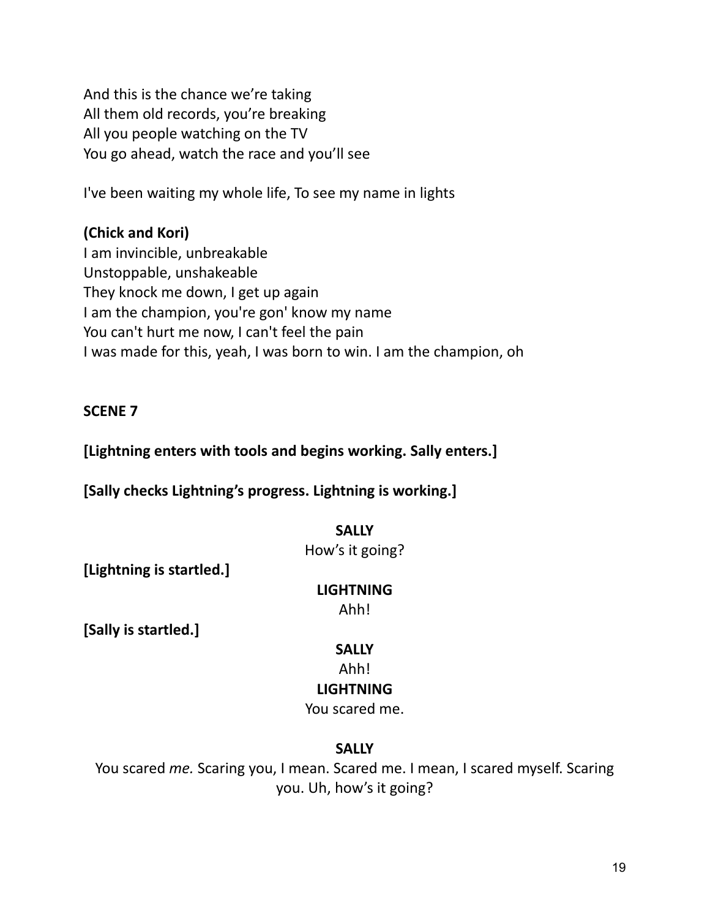And this is the chance we're taking
All them old records, you're breaking
All you people watching on the TV
You go ahead, watch the race and you'll see

I've been waiting my whole life, To see my name in lights

**(Chick and Kori)**
I am invincible, unbreakable
Unstoppable, unshakeable
They knock me down, I get up again
I am the champion, you're gon' know my name
You can't hurt me now, I can't feel the pain
I was made for this, yeah, I was born to win. I am the champion, oh

**SCENE 7**

**[Lightning enters with tools and begins working. Sally enters.]**

**[Sally checks Lightning's progress. Lightning is working.]**

**SALLY**
How's it going?

**[Lightning is startled.]**

**LIGHTNING**
Ahh!

**[Sally is startled.]**

**SALLY**
Ahh!

**LIGHTNING**
You scared me.

**SALLY**
You scared *me.* Scaring you, I mean. Scared me. I mean, I scared myself. Scaring you. Uh, how's it going?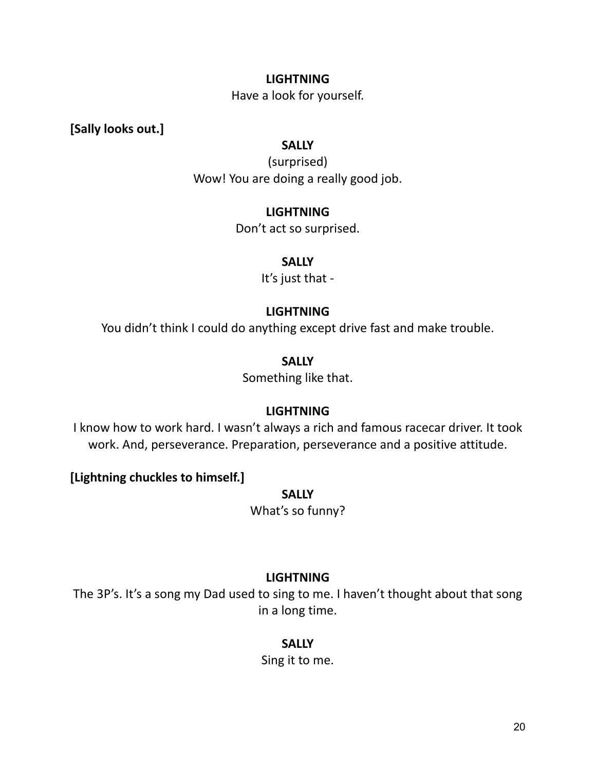**LIGHTNING**

Have a look for yourself.

**[Sally looks out.]**

**SALLY**

(surprised)

Wow! You are doing a really good job.

**LIGHTNING**

Don't act so surprised.

**SALLY**

It's just that -

**LIGHTNING**

You didn't think I could do anything except drive fast and make trouble.

**SALLY**

Something like that.

**LIGHTNING**

I know how to work hard. I wasn't always a rich and famous racecar driver. It took work. And, perseverance. Preparation, perseverance and a positive attitude.

**[Lightning chuckles to himself.]**

**SALLY**

What's so funny?

**LIGHTNING**

The 3P's. It's a song my Dad used to sing to me. I haven't thought about that song in a long time.

**SALLY**

Sing it to me.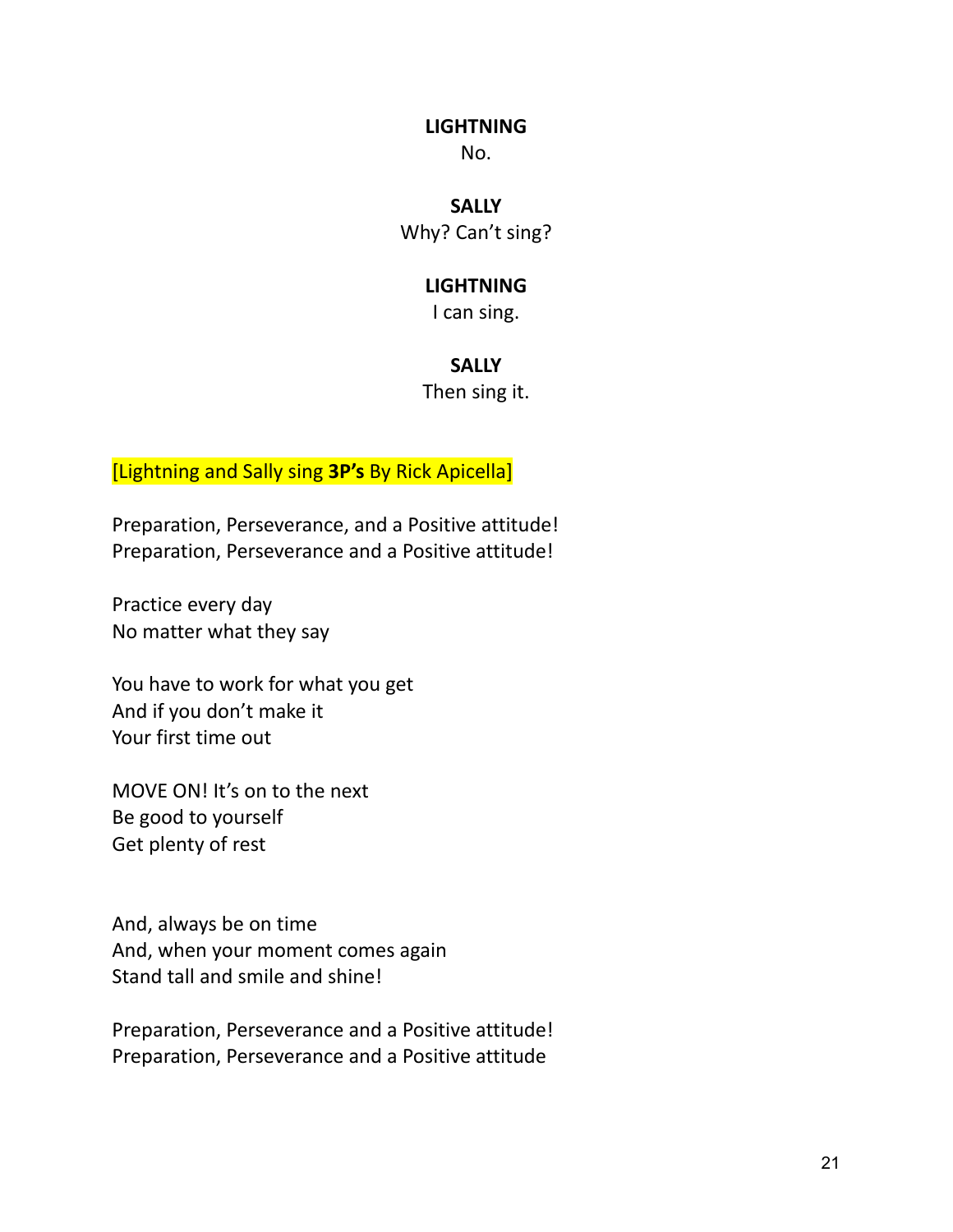**LIGHTNING**
No.

**SALLY**
Why? Can't sing?

**LIGHTNING**
I can sing.

**SALLY**
Then sing it.

[Lightning and Sally sing **3P's** By Rick Apicella]

Preparation, Perseverance, and a Positive attitude!
Preparation, Perseverance and a Positive attitude!

Practice every day
No matter what they say

You have to work for what you get
And if you don't make it
Your first time out

MOVE ON! It's on to the next
Be good to yourself
Get plenty of rest

And, always be on time
And, when your moment comes again
Stand tall and smile and shine!

Preparation, Perseverance and a Positive attitude!
Preparation, Perseverance and a Positive attitude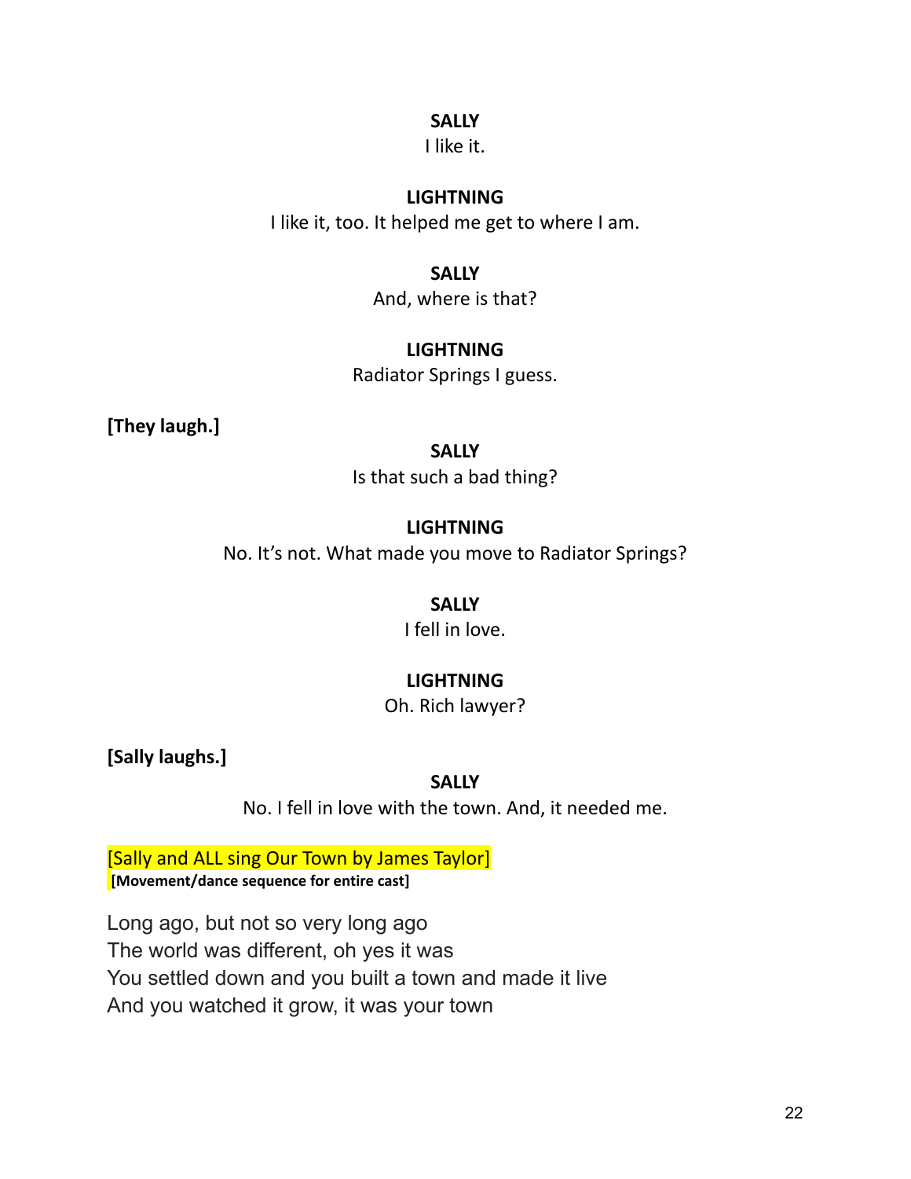**SALLY**
I like it.

**LIGHTNING**
I like it, too. It helped me get to where I am.

**SALLY**
And, where is that?

**LIGHTNING**
Radiator Springs I guess.

**[They laugh.]**

**SALLY**
Is that such a bad thing?

**LIGHTNING**
No. It's not. What made you move to Radiator Springs?

**SALLY**
I fell in love.

**LIGHTNING**
Oh. Rich lawyer?

**[Sally laughs.]**

**SALLY**
No. I fell in love with the town. And, it needed me.

[Sally and ALL sing Our Town by James Taylor]
**[Movement/dance sequence for entire cast]**

Long ago, but not so very long ago
The world was different, oh yes it was
You settled down and you built a town and made it live
And you watched it grow, it was your town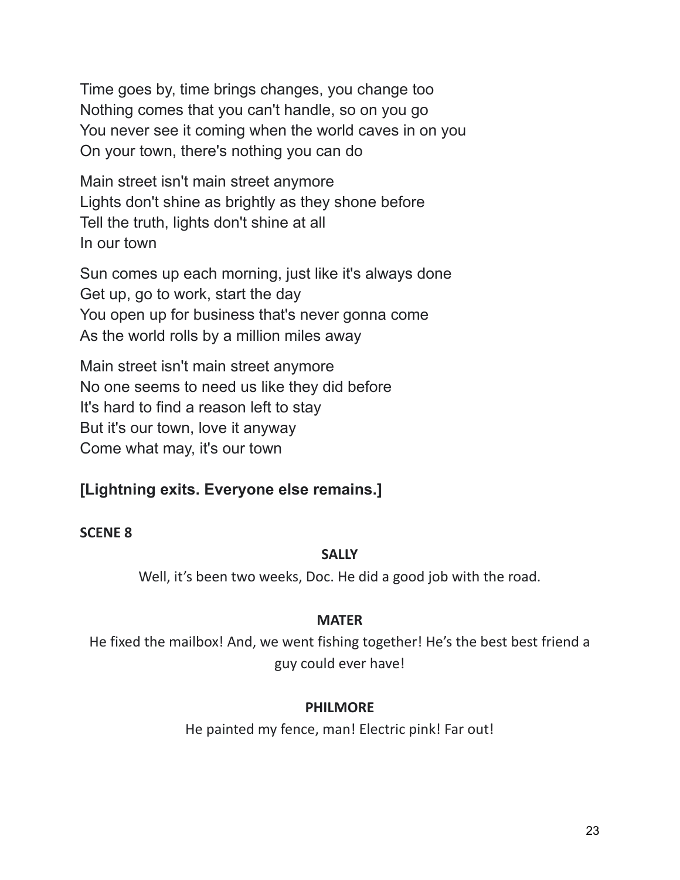Time goes by, time brings changes, you change too
Nothing comes that you can't handle, so on you go
You never see it coming when the world caves in on you
On your town, there's nothing you can do

Main street isn't main street anymore
Lights don't shine as brightly as they shone before
Tell the truth, lights don't shine at all
In our town

Sun comes up each morning, just like it's always done
Get up, go to work, start the day
You open up for business that's never gonna come
As the world rolls by a million miles away

Main street isn't main street anymore
No one seems to need us like they did before
It's hard to find a reason left to stay
But it's our town, love it anyway
Come what may, it's our town

**[Lightning exits. Everyone else remains.]**

**SCENE 8**

**SALLY**

Well, it's been two weeks, Doc. He did a good job with the road.

**MATER**

He fixed the mailbox! And, we went fishing together! He's the best best friend a guy could ever have!

**PHILMORE**

He painted my fence, man! Electric pink! Far out!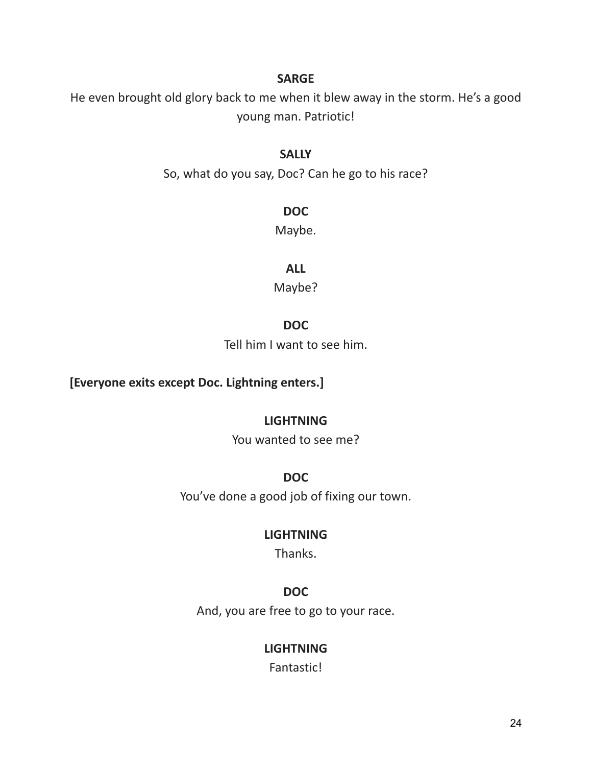**SARGE**

He even brought old glory back to me when it blew away in the storm. He's a good young man. Patriotic!

**SALLY**

So, what do you say, Doc? Can he go to his race?

**DOC**

Maybe.

**ALL**

Maybe?

**DOC**

Tell him I want to see him.

**[Everyone exits except Doc. Lightning enters.]**

**LIGHTNING**

You wanted to see me?

**DOC**

You've done a good job of fixing our town.

**LIGHTNING**

Thanks.

**DOC**

And, you are free to go to your race.

**LIGHTNING**

Fantastic!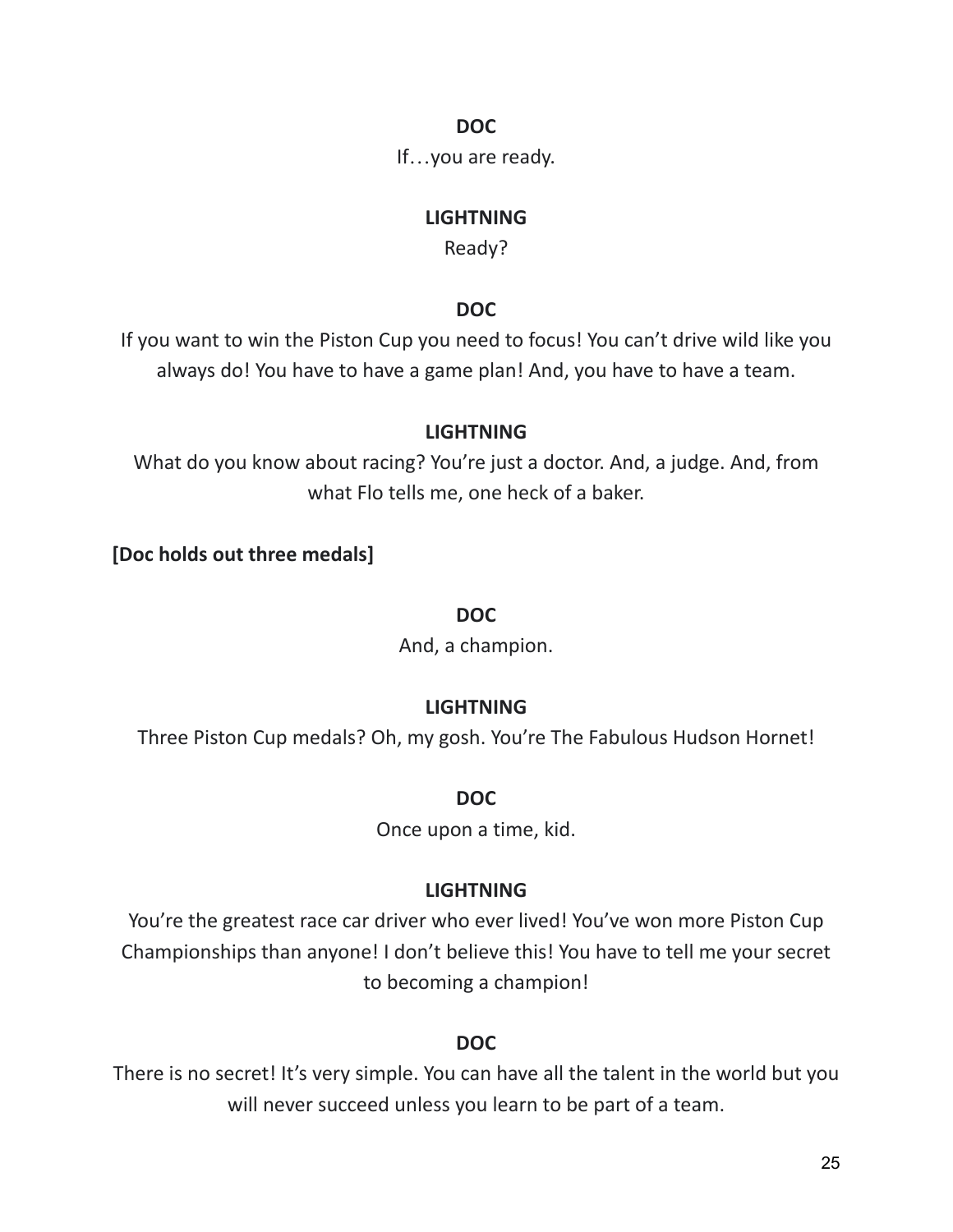**DOC**

If…you are ready.

**LIGHTNING**

Ready?

**DOC**

If you want to win the Piston Cup you need to focus! You can't drive wild like you always do! You have to have a game plan! And, you have to have a team.

**LIGHTNING**

What do you know about racing? You're just a doctor. And, a judge. And, from what Flo tells me, one heck of a baker.

**[Doc holds out three medals]**

**DOC**

And, a champion.

**LIGHTNING**

Three Piston Cup medals? Oh, my gosh. You're The Fabulous Hudson Hornet!

**DOC**

Once upon a time, kid.

**LIGHTNING**

You're the greatest race car driver who ever lived! You've won more Piston Cup Championships than anyone! I don't believe this! You have to tell me your secret to becoming a champion!

**DOC**

There is no secret! It's very simple. You can have all the talent in the world but you will never succeed unless you learn to be part of a team.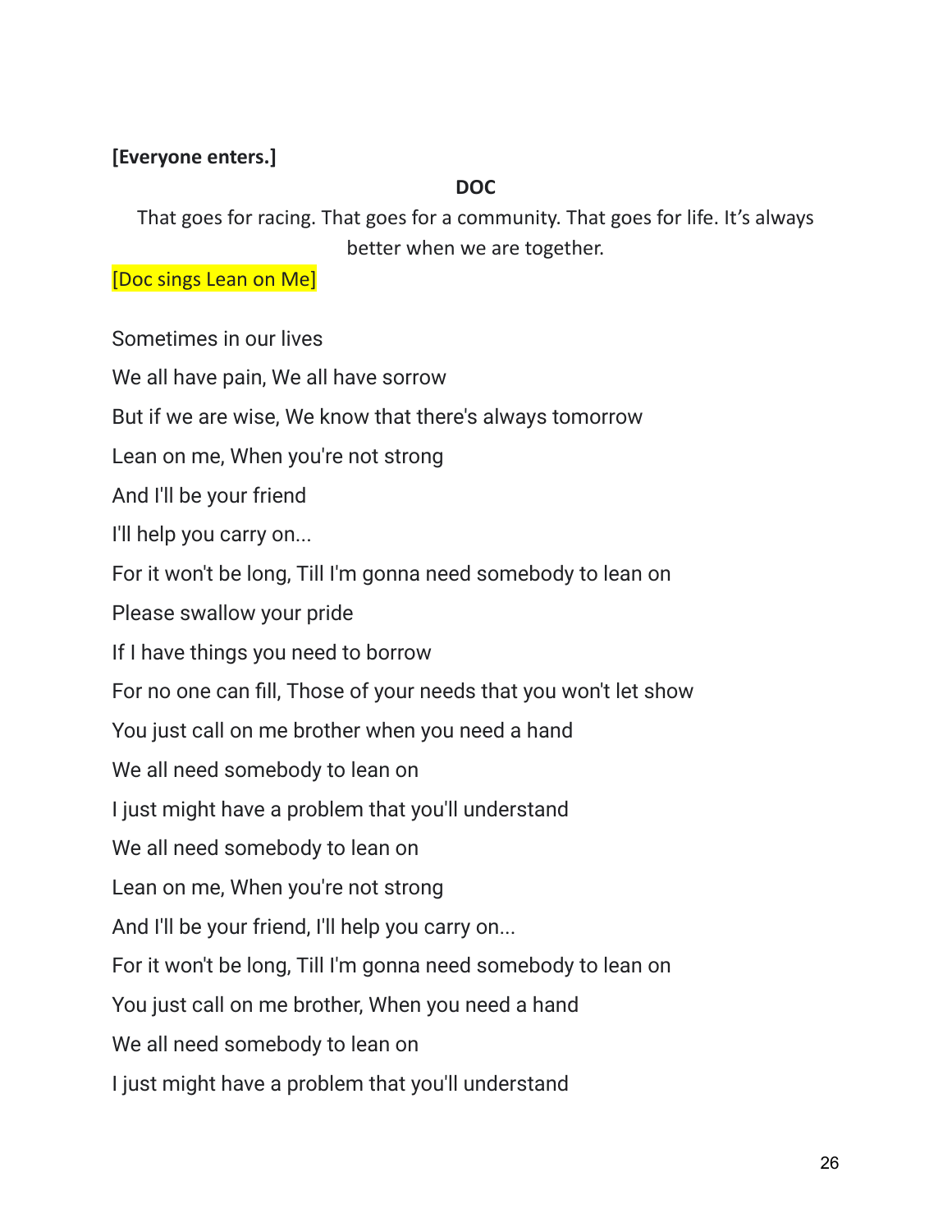**[Everyone enters.]**

**DOC**

That goes for racing. That goes for a community. That goes for life. It's always better when we are together.

[Doc sings Lean on Me]

Sometimes in our lives

We all have pain, We all have sorrow

But if we are wise, We know that there's always tomorrow

Lean on me, When you're not strong

And I'll be your friend

I'll help you carry on...

For it won't be long, Till I'm gonna need somebody to lean on

Please swallow your pride

If I have things you need to borrow

For no one can fill, Those of your needs that you won't let show

You just call on me brother when you need a hand

We all need somebody to lean on

I just might have a problem that you'll understand

We all need somebody to lean on

Lean on me, When you're not strong

And I'll be your friend, I'll help you carry on...

For it won't be long, Till I'm gonna need somebody to lean on

You just call on me brother, When you need a hand

We all need somebody to lean on

I just might have a problem that you'll understand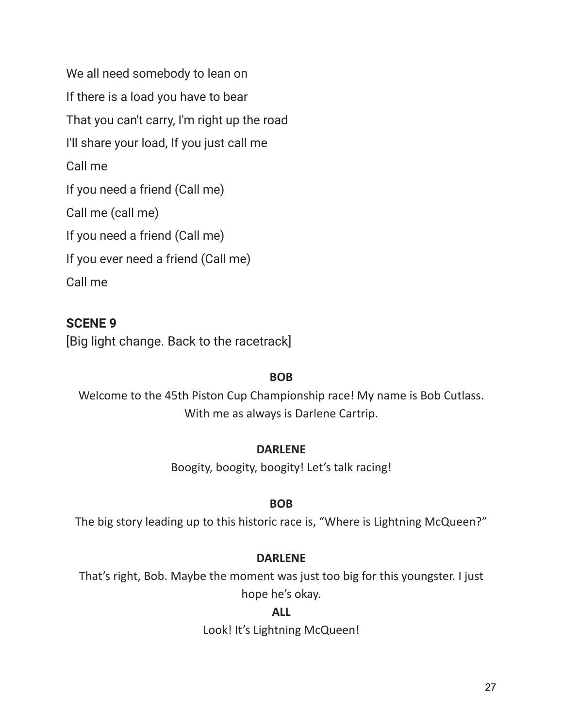We all need somebody to lean on

If there is a load you have to bear

That you can't carry, I'm right up the road

I'll share your load, If you just call me

Call me

If you need a friend (Call me)

Call me (call me)

If you need a friend (Call me)

If you ever need a friend (Call me)

Call me

## SCENE 9

[Big light change. Back to the racetrack]

**BOB**

Welcome to the 45th Piston Cup Championship race! My name is Bob Cutlass. With me as always is Darlene Cartrip.

**DARLENE**

Boogity, boogity, boogity! Let's talk racing!

**BOB**

The big story leading up to this historic race is, "Where is Lightning McQueen?"

**DARLENE**

That's right, Bob. Maybe the moment was just too big for this youngster. I just hope he's okay.

**ALL**

Look! It's Lightning McQueen!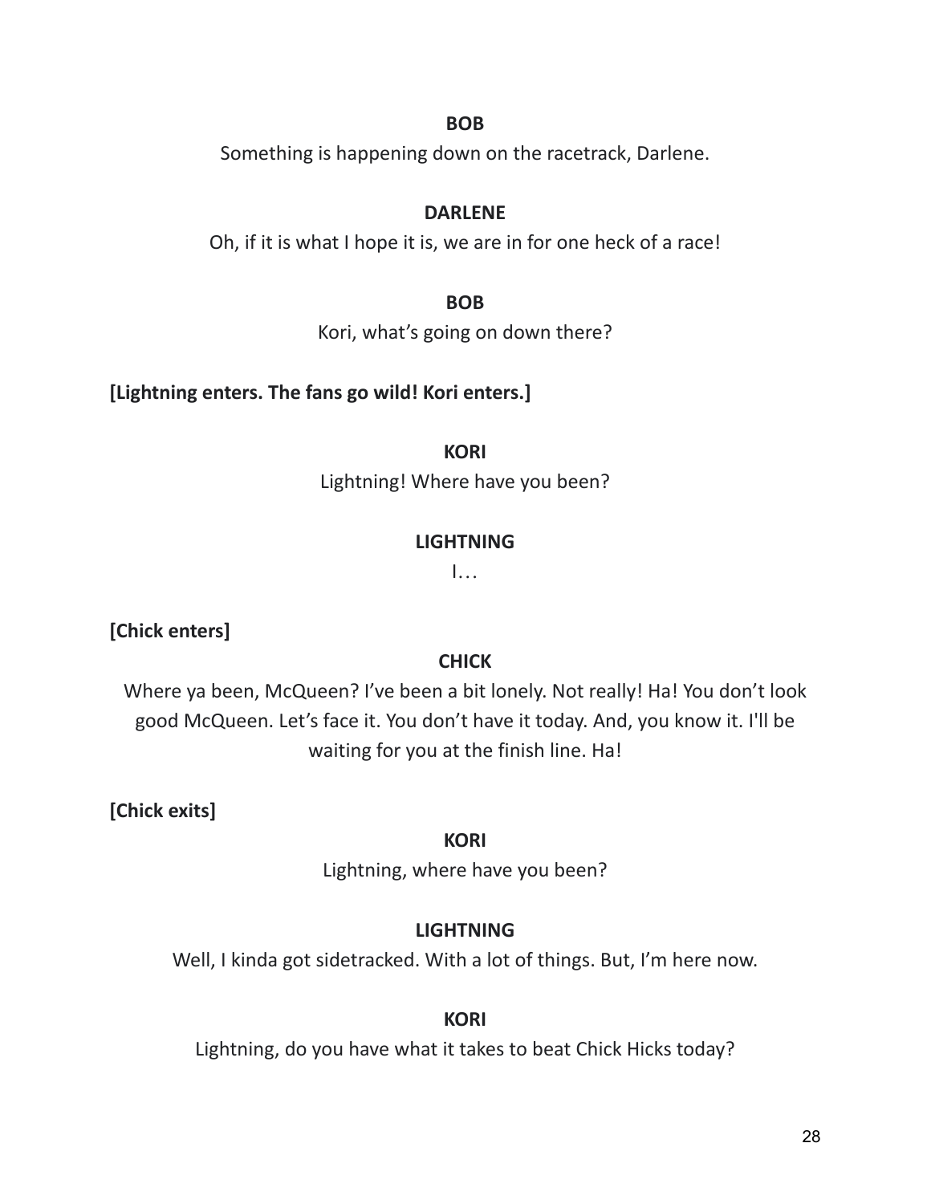**BOB**

Something is happening down on the racetrack, Darlene.

**DARLENE**

Oh, if it is what I hope it is, we are in for one heck of a race!

**BOB**

Kori, what's going on down there?

**[Lightning enters. The fans go wild! Kori enters.]**

**KORI**

Lightning! Where have you been?

**LIGHTNING**

I…

**[Chick enters]**

**CHICK**

Where ya been, McQueen? I've been a bit lonely. Not really! Ha! You don't look good McQueen. Let's face it. You don't have it today. And, you know it. I'll be waiting for you at the finish line. Ha!

**[Chick exits]**

**KORI**

Lightning, where have you been?

**LIGHTNING**

Well, I kinda got sidetracked. With a lot of things. But, I'm here now.

**KORI**

Lightning, do you have what it takes to beat Chick Hicks today?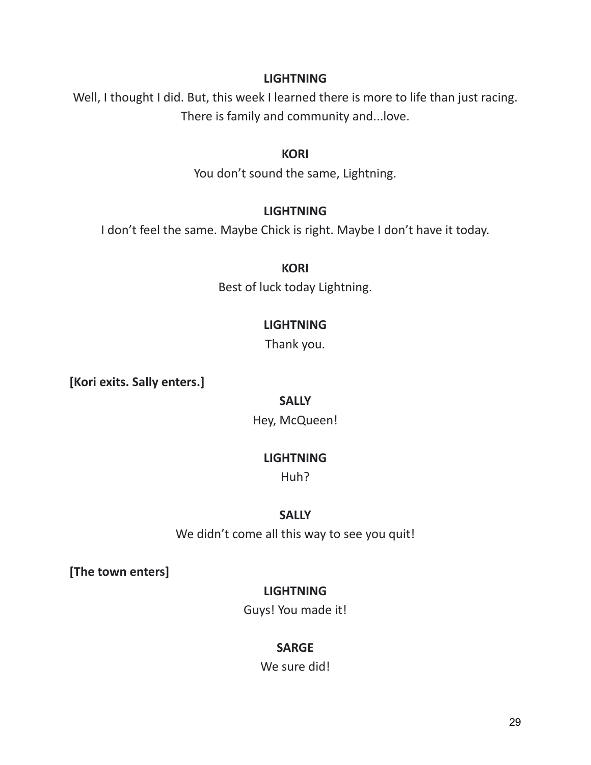**LIGHTNING**

Well, I thought I did. But, this week I learned there is more to life than just racing. There is family and community and...love.

**KORI**

You don't sound the same, Lightning.

**LIGHTNING**

I don't feel the same. Maybe Chick is right. Maybe I don't have it today.

**KORI**

Best of luck today Lightning.

**LIGHTNING**

Thank you.

**[Kori exits. Sally enters.]**

**SALLY**

Hey, McQueen!

**LIGHTNING**

Huh?

**SALLY**

We didn't come all this way to see you quit!

**[The town enters]**

**LIGHTNING**

Guys! You made it!

**SARGE**

We sure did!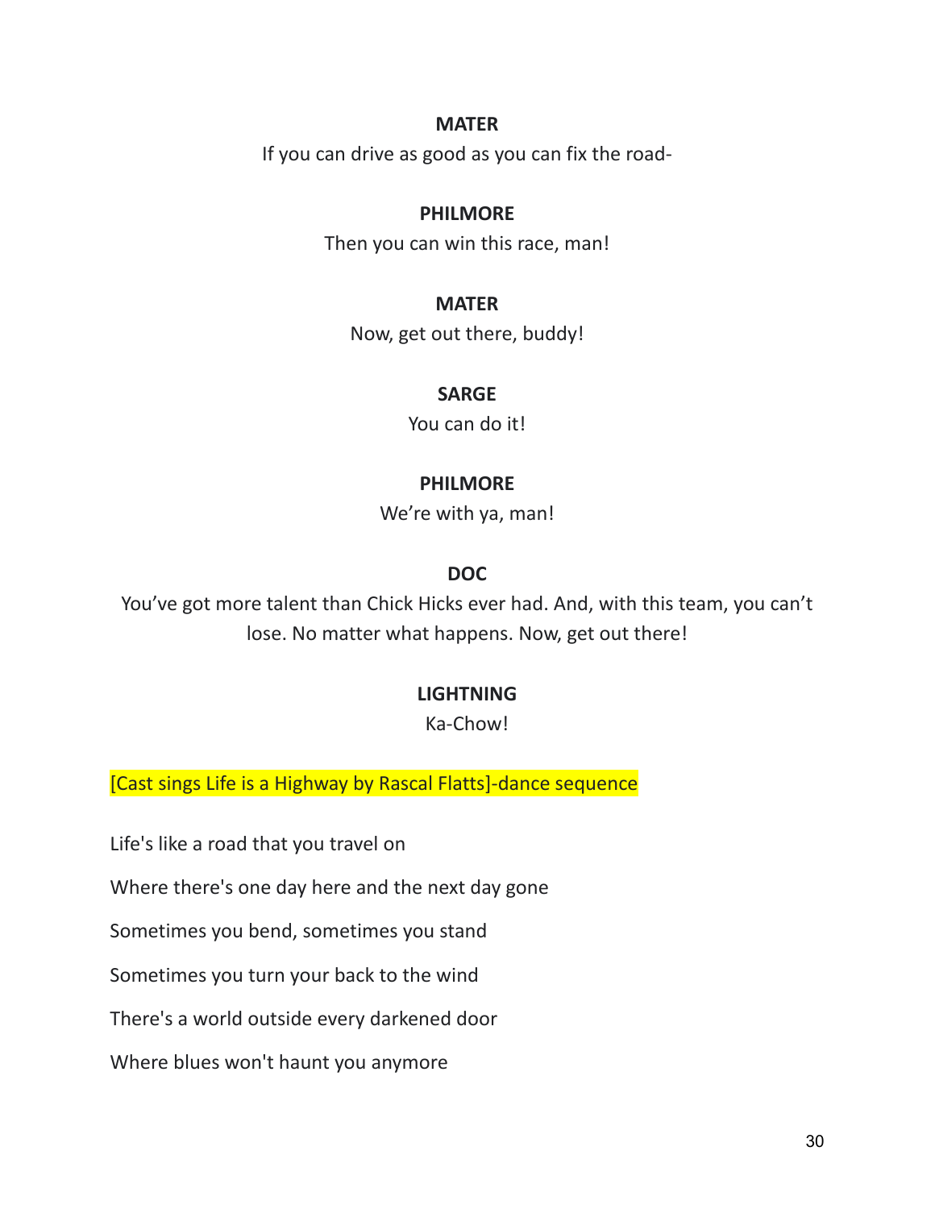**MATER**

If you can drive as good as you can fix the road-

**PHILMORE**

Then you can win this race, man!

**MATER**

Now, get out there, buddy!

**SARGE**

You can do it!

**PHILMORE**

We're with ya, man!

**DOC**

You've got more talent than Chick Hicks ever had. And, with this team, you can't lose. No matter what happens. Now, get out there!

**LIGHTNING**

Ka-Chow!

[Cast sings Life is a Highway by Rascal Flatts]-dance sequence

Life's like a road that you travel on

Where there's one day here and the next day gone

Sometimes you bend, sometimes you stand

Sometimes you turn your back to the wind

There's a world outside every darkened door

Where blues won't haunt you anymore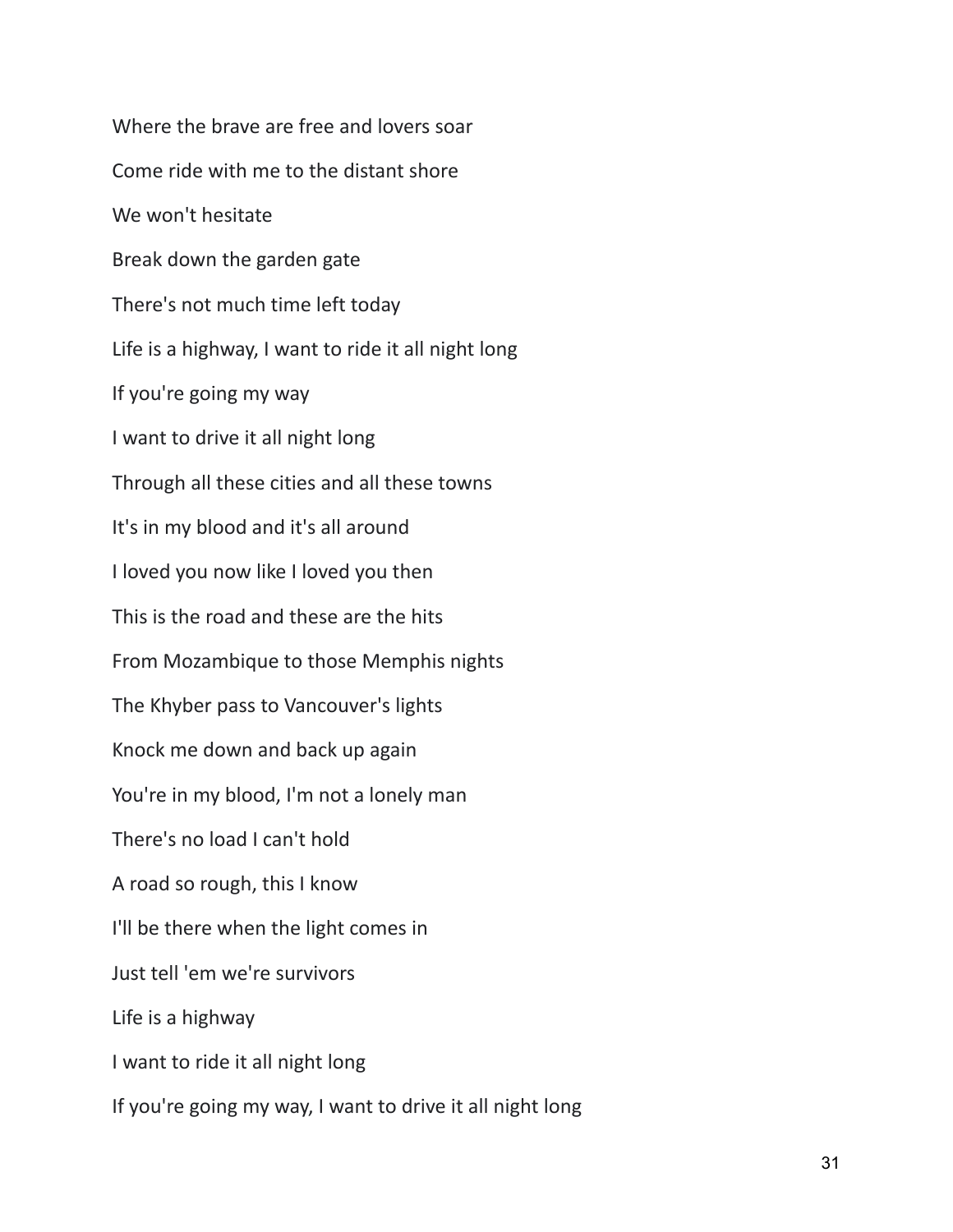Where the brave are free and lovers soar

Come ride with me to the distant shore

We won't hesitate

Break down the garden gate

There's not much time left today

Life is a highway, I want to ride it all night long

If you're going my way

I want to drive it all night long

Through all these cities and all these towns

It's in my blood and it's all around

I loved you now like I loved you then

This is the road and these are the hits

From Mozambique to those Memphis nights

The Khyber pass to Vancouver's lights

Knock me down and back up again

You're in my blood, I'm not a lonely man

There's no load I can't hold

A road so rough, this I know

I'll be there when the light comes in

Just tell 'em we're survivors

Life is a highway

I want to ride it all night long

If you're going my way, I want to drive it all night long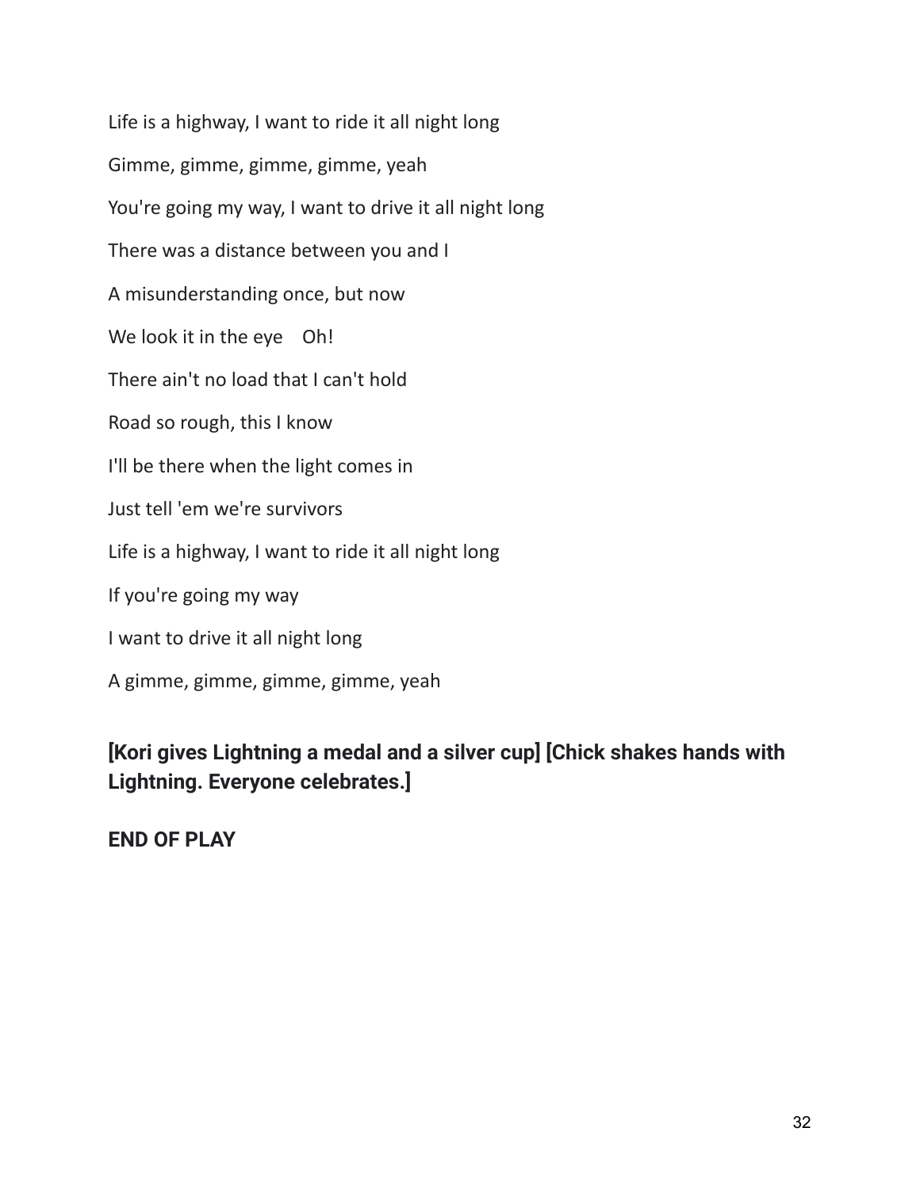Life is a highway, I want to ride it all night long

Gimme, gimme, gimme, gimme, yeah

You're going my way, I want to drive it all night long

There was a distance between you and I

A misunderstanding once, but now

We look it in the eye    Oh!

There ain't no load that I can't hold

Road so rough, this I know

I'll be there when the light comes in

Just tell 'em we're survivors

Life is a highway, I want to ride it all night long

If you're going my way

I want to drive it all night long

A gimme, gimme, gimme, gimme, yeah

**[Kori gives Lightning a medal and a silver cup] [Chick shakes hands with Lightning. Everyone celebrates.]**

**END OF PLAY**